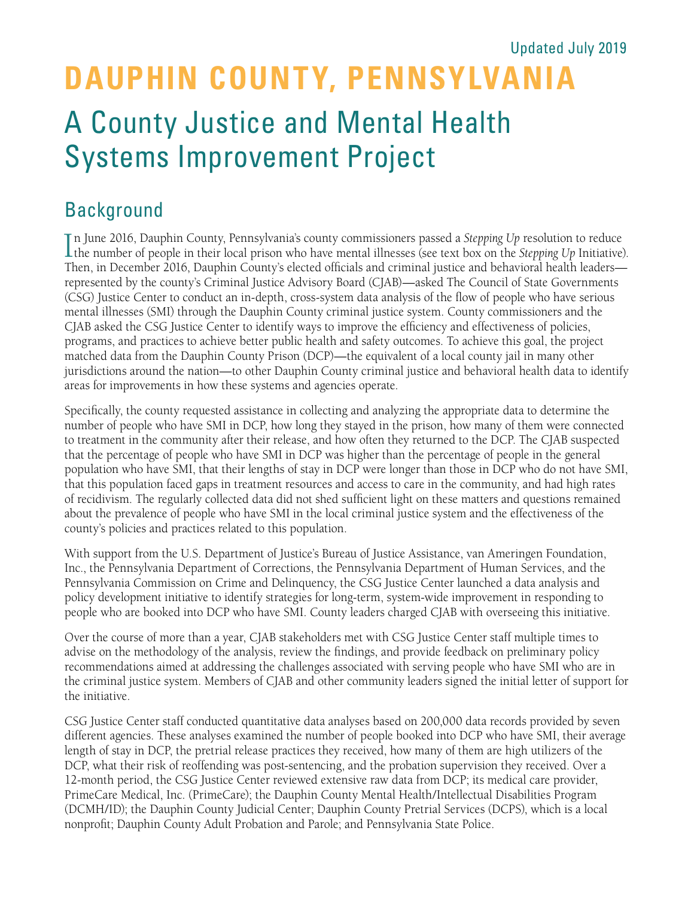Updated July 2019

# DAUPHIN COUNTY, PENNSYLVANIA

# A County Justice and Mental Health Systems Improvement Project

## Background

In June 2016, Dauphin County, Pennsylvania's county commissioners passed a *Stepping Up* resolution to reduce the number of people in their local prison who have mental illnesses (see text box on the *Stepping Up* Initiative). Then, in December 2016, Dauphin County's elected officials and criminal justice and behavioral health leaders—represented by the county's Criminal Justice Advisory Board (CJAB)—asked The Council of State Governments (CSG) Justice Center to conduct an in-depth, cross-system data analysis of the flow of people who have serious mental illnesses (SMI) through the Dauphin County criminal justice system. County commissioners and the CJAB asked the CSG Justice Center to identify ways to improve the efficiency and effectiveness of policies, programs, and practices to achieve better public health and safety outcomes. To achieve this goal, the project matched data from the Dauphin County Prison (DCP)—the equivalent of a local county jail in many other jurisdictions around the nation—to other Dauphin County criminal justice and behavioral health data to identify areas for improvements in how these systems and agencies operate.

Specifically, the county requested assistance in collecting and analyzing the appropriate data to determine the number of people who have SMI in DCP, how long they stayed in the prison, how many of them were connected to treatment in the community after their release, and how often they returned to the DCP. The CJAB suspected that the percentage of people who have SMI in DCP was higher than the percentage of people in the general population who have SMI, that their lengths of stay in DCP were longer than those in DCP who do not have SMI, that this population faced gaps in treatment resources and access to care in the community, and had high rates of recidivism. The regularly collected data did not shed sufficient light on these matters and questions remained about the prevalence of people who have SMI in the local criminal justice system and the effectiveness of the county's policies and practices related to this population.

With support from the U.S. Department of Justice's Bureau of Justice Assistance, van Ameringen Foundation, Inc., the Pennsylvania Department of Corrections, the Pennsylvania Department of Human Services, and the Pennsylvania Commission on Crime and Delinquency, the CSG Justice Center launched a data analysis and policy development initiative to identify strategies for long-term, system-wide improvement in responding to people who are booked into DCP who have SMI. County leaders charged CJAB with overseeing this initiative.

Over the course of more than a year, CJAB stakeholders met with CSG Justice Center staff multiple times to advise on the methodology of the analysis, review the findings, and provide feedback on preliminary policy recommendations aimed at addressing the challenges associated with serving people who have SMI who are in the criminal justice system. Members of CJAB and other community leaders signed the initial letter of support for the initiative.

CSG Justice Center staff conducted quantitative data analyses based on 200,000 data records provided by seven different agencies. These analyses examined the number of people booked into DCP who have SMI, their average length of stay in DCP, the pretrial release practices they received, how many of them are high utilizers of the DCP, what their risk of reoffending was post-sentencing, and the probation supervision they received. Over a 12-month period, the CSG Justice Center reviewed extensive raw data from DCP; its medical care provider, PrimeCare Medical, Inc. (PrimeCare); the Dauphin County Mental Health/Intellectual Disabilities Program (DCMH/ID); the Dauphin County Judicial Center; Dauphin County Pretrial Services (DCPS), which is a local nonprofit; Dauphin County Adult Probation and Parole; and Pennsylvania State Police.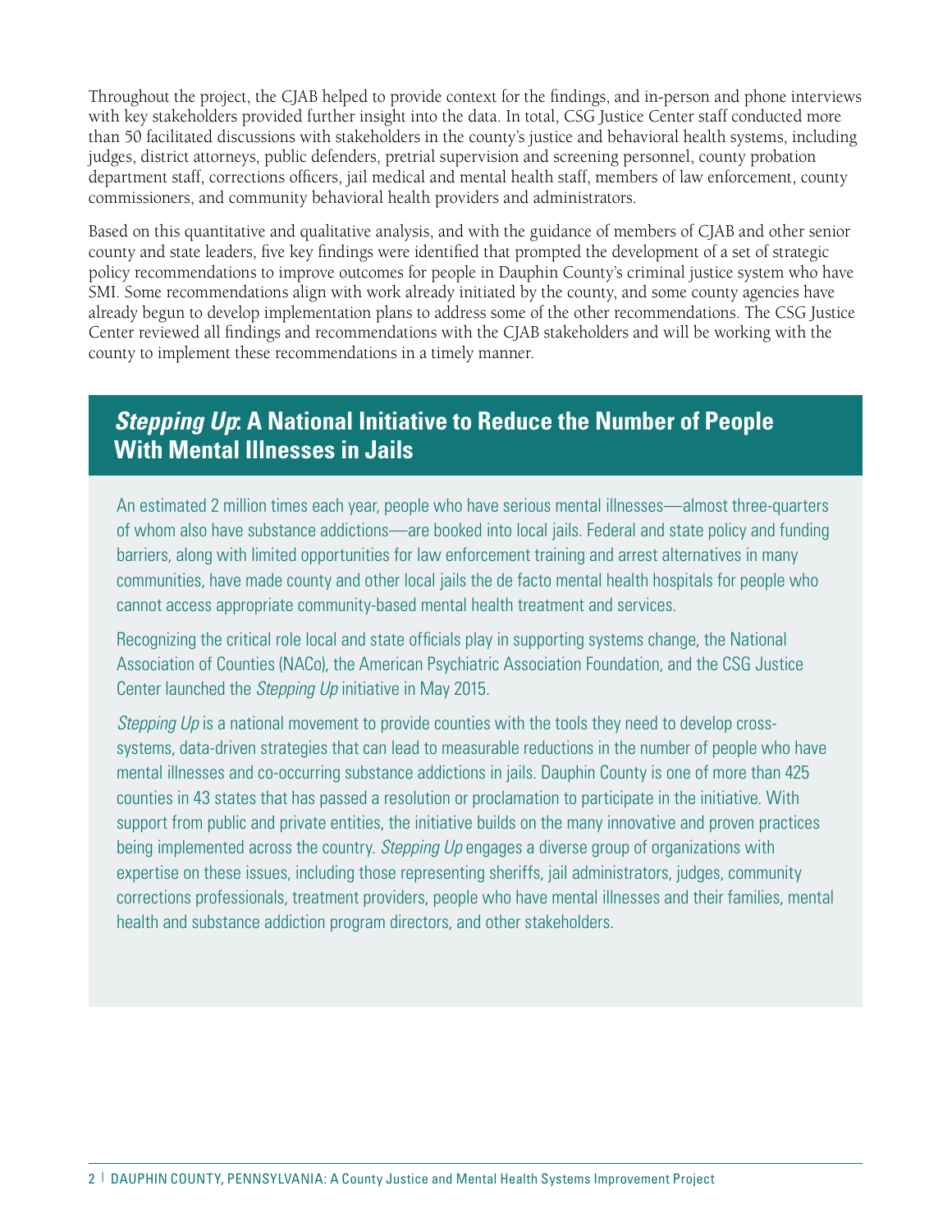Throughout the project, the CJAB helped to provide context for the findings, and in-person and phone interviews with key stakeholders provided further insight into the data. In total, CSG Justice Center staff conducted more than 50 facilitated discussions with stakeholders in the county's justice and behavioral health systems, including judges, district attorneys, public defenders, pretrial supervision and screening personnel, county probation department staff, corrections officers, jail medical and mental health staff, members of law enforcement, county commissioners, and community behavioral health providers and administrators.

Based on this quantitative and qualitative analysis, and with the guidance of members of CJAB and other senior county and state leaders, five key findings were identified that prompted the development of a set of strategic policy recommendations to improve outcomes for people in Dauphin County's criminal justice system who have SMI. Some recommendations align with work already initiated by the county, and some county agencies have already begun to develop implementation plans to address some of the other recommendations. The CSG Justice Center reviewed all findings and recommendations with the CJAB stakeholders and will be working with the county to implement these recommendations in a timely manner.

## *Stepping Up*: A National Initiative to Reduce the Number of People With Mental Illnesses in Jails

An estimated 2 million times each year, people who have serious mental illnesses—almost three-quarters of whom also have substance addictions—are booked into local jails. Federal and state policy and funding barriers, along with limited opportunities for law enforcement training and arrest alternatives in many communities, have made county and other local jails the de facto mental health hospitals for people who cannot access appropriate community-based mental health treatment and services.

Recognizing the critical role local and state officials play in supporting systems change, the National Association of Counties (NACo), the American Psychiatric Association Foundation, and the CSG Justice Center launched the *Stepping Up* initiative in May 2015.

*Stepping Up* is a national movement to provide counties with the tools they need to develop cross-systems, data-driven strategies that can lead to measurable reductions in the number of people who have mental illnesses and co-occurring substance addictions in jails. Dauphin County is one of more than 425 counties in 43 states that has passed a resolution or proclamation to participate in the initiative. With support from public and private entities, the initiative builds on the many innovative and proven practices being implemented across the country. *Stepping Up* engages a diverse group of organizations with expertise on these issues, including those representing sheriffs, jail administrators, judges, community corrections professionals, treatment providers, people who have mental illnesses and their families, mental health and substance addiction program directors, and other stakeholders.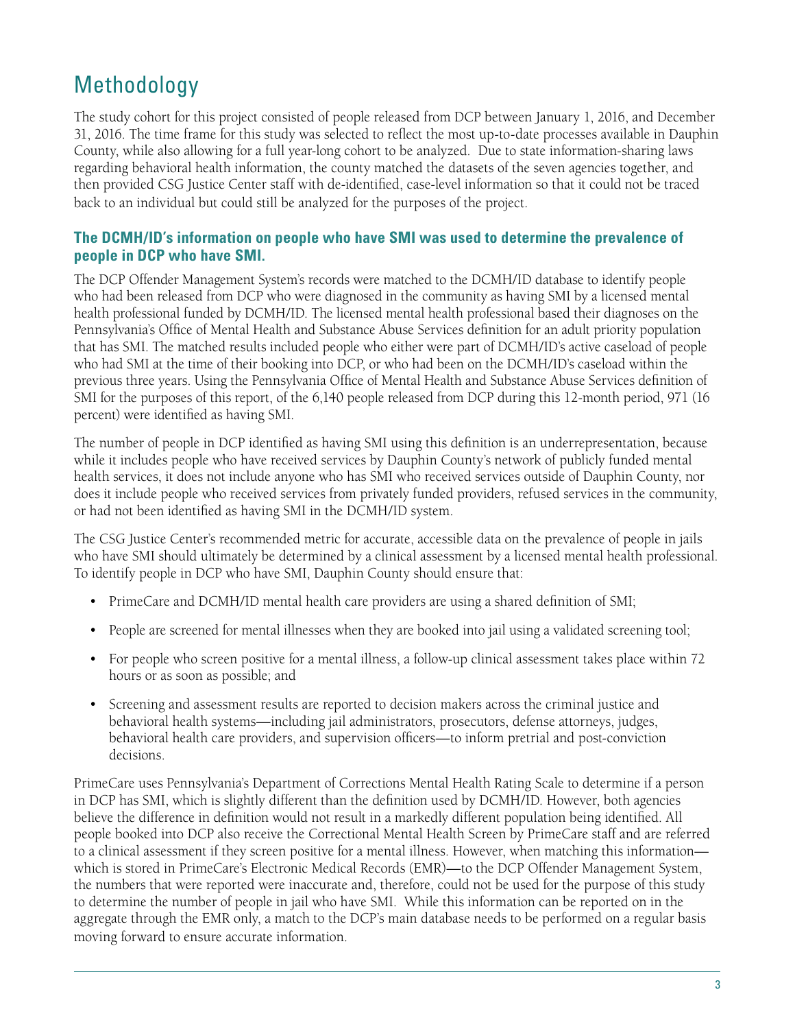# Methodology

The study cohort for this project consisted of people released from DCP between January 1, 2016, and December 31, 2016. The time frame for this study was selected to reflect the most up-to-date processes available in Dauphin County, while also allowing for a full year-long cohort to be analyzed. Due to state information-sharing laws regarding behavioral health information, the county matched the datasets of the seven agencies together, and then provided CSG Justice Center staff with de-identified, case-level information so that it could not be traced back to an individual but could still be analyzed for the purposes of the project.

### The DCMH/ID's information on people who have SMI was used to determine the prevalence of people in DCP who have SMI.

The DCP Offender Management System's records were matched to the DCMH/ID database to identify people who had been released from DCP who were diagnosed in the community as having SMI by a licensed mental health professional funded by DCMH/ID. The licensed mental health professional based their diagnoses on the Pennsylvania's Office of Mental Health and Substance Abuse Services definition for an adult priority population that has SMI. The matched results included people who either were part of DCMH/ID's active caseload of people who had SMI at the time of their booking into DCP, or who had been on the DCMH/ID's caseload within the previous three years. Using the Pennsylvania Office of Mental Health and Substance Abuse Services definition of SMI for the purposes of this report, of the 6,140 people released from DCP during this 12-month period, 971 (16 percent) were identified as having SMI.

The number of people in DCP identified as having SMI using this definition is an underrepresentation, because while it includes people who have received services by Dauphin County's network of publicly funded mental health services, it does not include anyone who has SMI who received services outside of Dauphin County, nor does it include people who received services from privately funded providers, refused services in the community, or had not been identified as having SMI in the DCMH/ID system.

The CSG Justice Center's recommended metric for accurate, accessible data on the prevalence of people in jails who have SMI should ultimately be determined by a clinical assessment by a licensed mental health professional. To identify people in DCP who have SMI, Dauphin County should ensure that:

- PrimeCare and DCMH/ID mental health care providers are using a shared definition of SMI;
- People are screened for mental illnesses when they are booked into jail using a validated screening tool;
- For people who screen positive for a mental illness, a follow-up clinical assessment takes place within 72 hours or as soon as possible; and
- Screening and assessment results are reported to decision makers across the criminal justice and behavioral health systems—including jail administrators, prosecutors, defense attorneys, judges, behavioral health care providers, and supervision officers—to inform pretrial and post-conviction decisions.

PrimeCare uses Pennsylvania's Department of Corrections Mental Health Rating Scale to determine if a person in DCP has SMI, which is slightly different than the definition used by DCMH/ID. However, both agencies believe the difference in definition would not result in a markedly different population being identified. All people booked into DCP also receive the Correctional Mental Health Screen by PrimeCare staff and are referred to a clinical assessment if they screen positive for a mental illness. However, when matching this information—which is stored in PrimeCare's Electronic Medical Records (EMR)—to the DCP Offender Management System, the numbers that were reported were inaccurate and, therefore, could not be used for the purpose of this study to determine the number of people in jail who have SMI. While this information can be reported on in the aggregate through the EMR only, a match to the DCP's main database needs to be performed on a regular basis moving forward to ensure accurate information.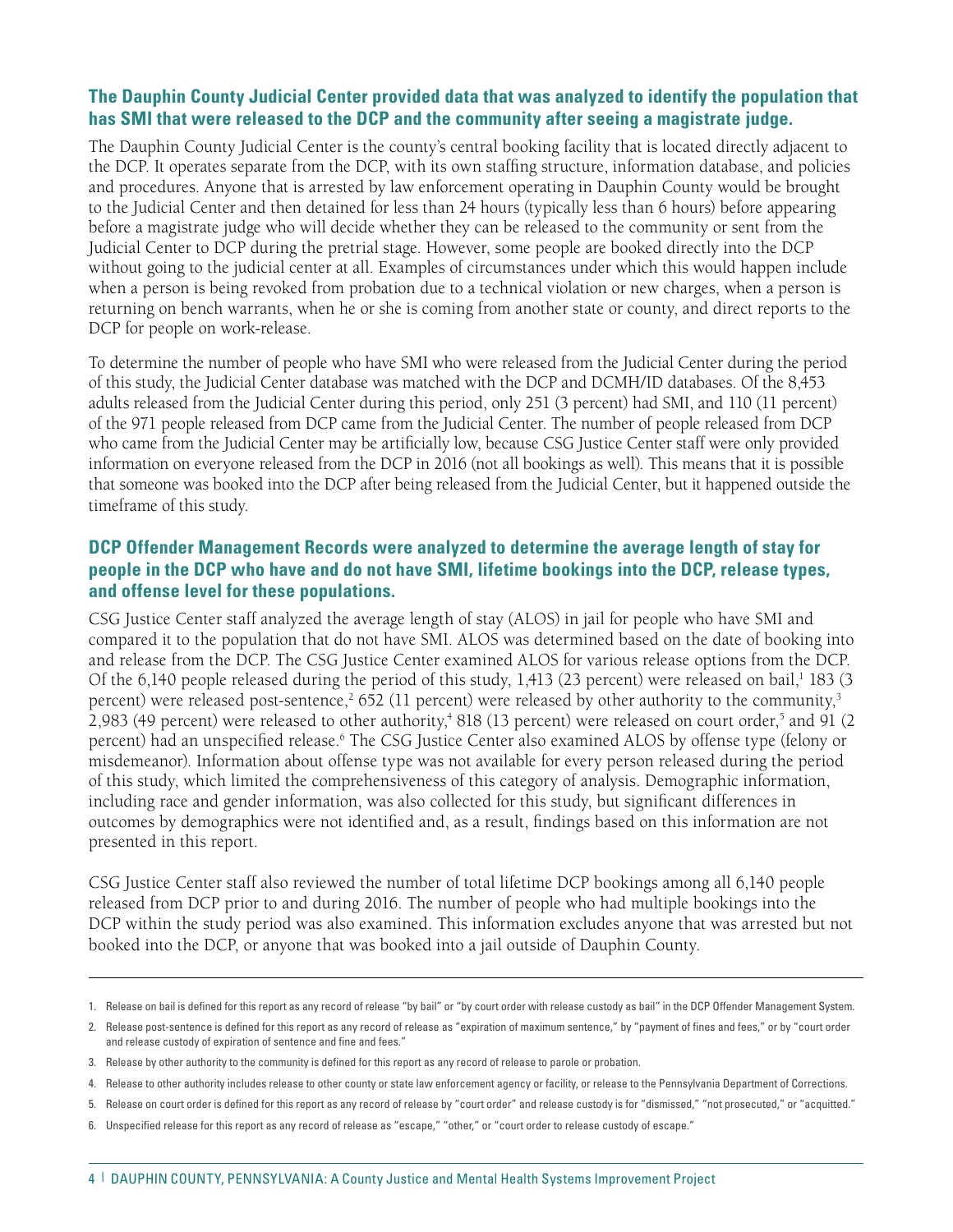### The Dauphin County Judicial Center provided data that was analyzed to identify the population that has SMI that were released to the DCP and the community after seeing a magistrate judge.

The Dauphin County Judicial Center is the county's central booking facility that is located directly adjacent to the DCP. It operates separate from the DCP, with its own staffing structure, information database, and policies and procedures. Anyone that is arrested by law enforcement operating in Dauphin County would be brought to the Judicial Center and then detained for less than 24 hours (typically less than 6 hours) before appearing before a magistrate judge who will decide whether they can be released to the community or sent from the Judicial Center to DCP during the pretrial stage. However, some people are booked directly into the DCP without going to the judicial center at all. Examples of circumstances under which this would happen include when a person is being revoked from probation due to a technical violation or new charges, when a person is returning on bench warrants, when he or she is coming from another state or county, and direct reports to the DCP for people on work-release.

To determine the number of people who have SMI who were released from the Judicial Center during the period of this study, the Judicial Center database was matched with the DCP and DCMH/ID databases. Of the 8,453 adults released from the Judicial Center during this period, only 251 (3 percent) had SMI, and 110 (11 percent) of the 971 people released from DCP came from the Judicial Center. The number of people released from DCP who came from the Judicial Center may be artificially low, because CSG Justice Center staff were only provided information on everyone released from the DCP in 2016 (not all bookings as well). This means that it is possible that someone was booked into the DCP after being released from the Judicial Center, but it happened outside the timeframe of this study.

### DCP Offender Management Records were analyzed to determine the average length of stay for people in the DCP who have and do not have SMI, lifetime bookings into the DCP, release types, and offense level for these populations.

CSG Justice Center staff analyzed the average length of stay (ALOS) in jail for people who have SMI and compared it to the population that do not have SMI. ALOS was determined based on the date of booking into and release from the DCP. The CSG Justice Center examined ALOS for various release options from the DCP. Of the 6,140 people released during the period of this study, 1,413 (23 percent) were released on bail,[1] 183 (3 percent) were released post-sentence,[2] 652 (11 percent) were released by other authority to the community,[3] 2,983 (49 percent) were released to other authority,[4] 818 (13 percent) were released on court order,[5] and 91 (2 percent) had an unspecified release.[6] The CSG Justice Center also examined ALOS by offense type (felony or misdemeanor). Information about offense type was not available for every person released during the period of this study, which limited the comprehensiveness of this category of analysis. Demographic information, including race and gender information, was also collected for this study, but significant differences in outcomes by demographics were not identified and, as a result, findings based on this information are not presented in this report.

CSG Justice Center staff also reviewed the number of total lifetime DCP bookings among all 6,140 people released from DCP prior to and during 2016. The number of people who had multiple bookings into the DCP within the study period was also examined. This information excludes anyone that was arrested but not booked into the DCP, or anyone that was booked into a jail outside of Dauphin County.

---

1. Release on bail is defined for this report as any record of release "by bail" or "by court order with release custody as bail" in the DCP Offender Management System.
2. Release post-sentence is defined for this report as any record of release as "expiration of maximum sentence," by "payment of fines and fees," or by "court order and release custody of expiration of sentence and fine and fees."
3. Release by other authority to the community is defined for this report as any record of release to parole or probation.
4. Release to other authority includes release to other county or state law enforcement agency or facility, or release to the Pennsylvania Department of Corrections.
5. Release on court order is defined for this report as any record of release by "court order" and release custody is for "dismissed," "not prosecuted," or "acquitted."
6. Unspecified release for this report as any record of release as "escape," "other," or "court order to release custody of escape."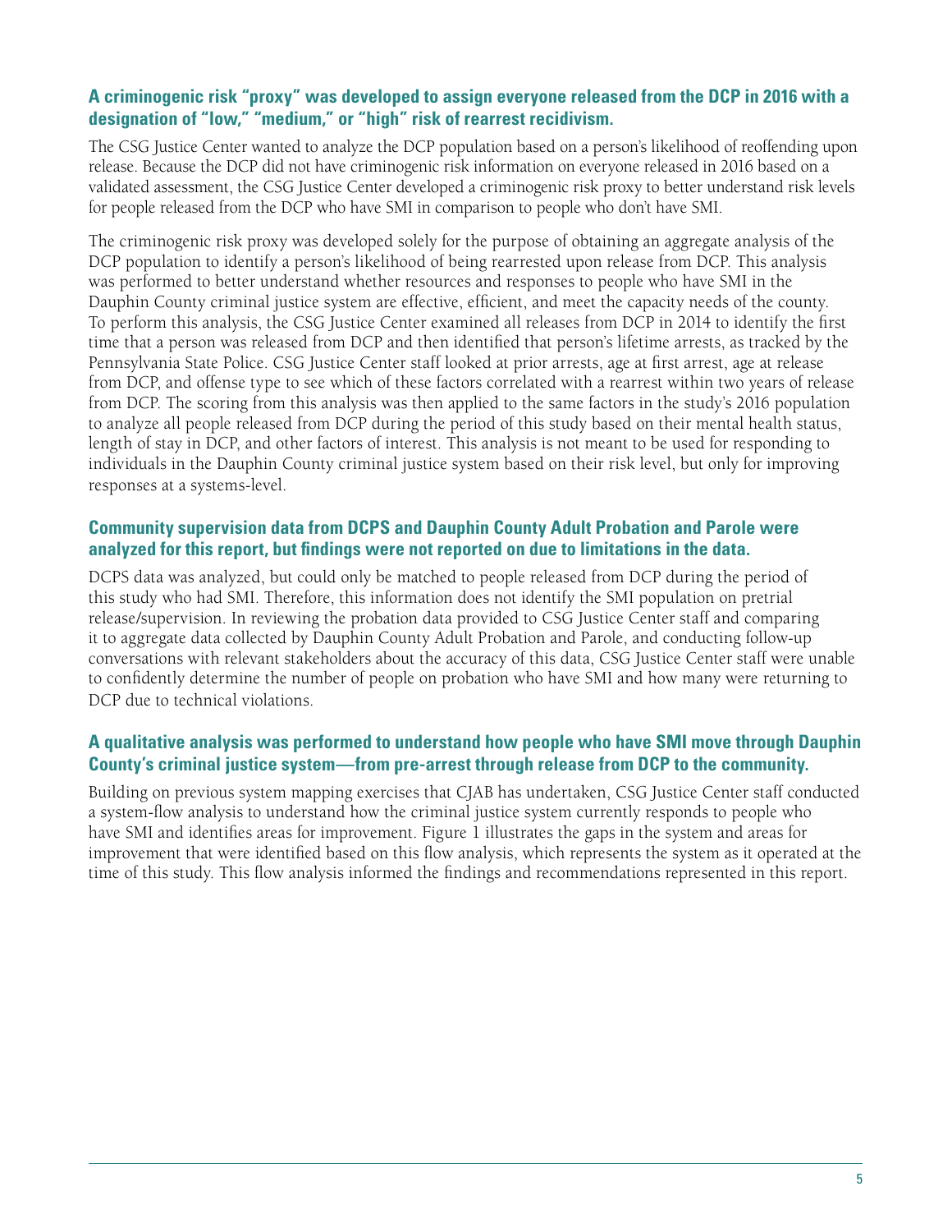### A criminogenic risk "proxy" was developed to assign everyone released from the DCP in 2016 with a designation of "low," "medium," or "high" risk of rearrest recidivism.

The CSG Justice Center wanted to analyze the DCP population based on a person's likelihood of reoffending upon release. Because the DCP did not have criminogenic risk information on everyone released in 2016 based on a validated assessment, the CSG Justice Center developed a criminogenic risk proxy to better understand risk levels for people released from the DCP who have SMI in comparison to people who don't have SMI.

The criminogenic risk proxy was developed solely for the purpose of obtaining an aggregate analysis of the DCP population to identify a person's likelihood of being rearrested upon release from DCP. This analysis was performed to better understand whether resources and responses to people who have SMI in the Dauphin County criminal justice system are effective, efficient, and meet the capacity needs of the county. To perform this analysis, the CSG Justice Center examined all releases from DCP in 2014 to identify the first time that a person was released from DCP and then identified that person's lifetime arrests, as tracked by the Pennsylvania State Police. CSG Justice Center staff looked at prior arrests, age at first arrest, age at release from DCP, and offense type to see which of these factors correlated with a rearrest within two years of release from DCP. The scoring from this analysis was then applied to the same factors in the study's 2016 population to analyze all people released from DCP during the period of this study based on their mental health status, length of stay in DCP, and other factors of interest. This analysis is not meant to be used for responding to individuals in the Dauphin County criminal justice system based on their risk level, but only for improving responses at a systems-level.

### Community supervision data from DCPS and Dauphin County Adult Probation and Parole were analyzed for this report, but findings were not reported on due to limitations in the data.

DCPS data was analyzed, but could only be matched to people released from DCP during the period of this study who had SMI. Therefore, this information does not identify the SMI population on pretrial release/supervision. In reviewing the probation data provided to CSG Justice Center staff and comparing it to aggregate data collected by Dauphin County Adult Probation and Parole, and conducting follow-up conversations with relevant stakeholders about the accuracy of this data, CSG Justice Center staff were unable to confidently determine the number of people on probation who have SMI and how many were returning to DCP due to technical violations.

### A qualitative analysis was performed to understand how people who have SMI move through Dauphin County's criminal justice system—from pre-arrest through release from DCP to the community.

Building on previous system mapping exercises that CJAB has undertaken, CSG Justice Center staff conducted a system-flow analysis to understand how the criminal justice system currently responds to people who have SMI and identifies areas for improvement. Figure 1 illustrates the gaps in the system and areas for improvement that were identified based on this flow analysis, which represents the system as it operated at the time of this study. This flow analysis informed the findings and recommendations represented in this report.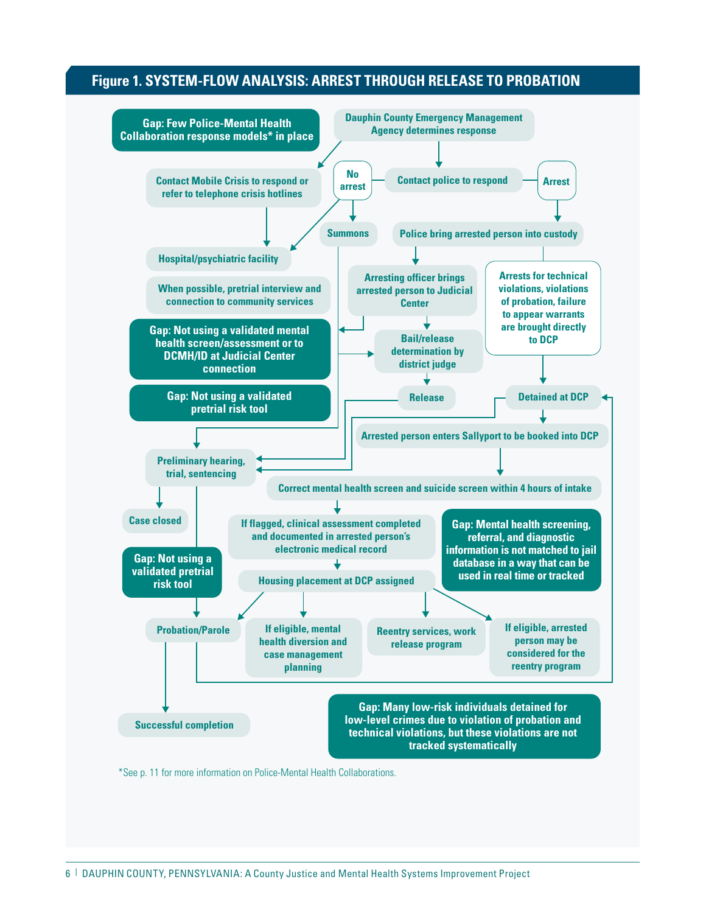## Figure 1. SYSTEM-FLOW ANALYSIS: ARREST THROUGH RELEASE TO PROBATION

**Gap: Few Police-Mental Health Collaboration response models* in place**

Dauphin County Emergency Management Agency determines response

Contact Mobile Crisis to respond or refer to telephone crisis hotlines

No arrest

Contact police to respond

Arrest

Summons

Police bring arrested person into custody

Hospital/psychiatric facility

When possible, pretrial interview and connection to community services

Arresting officer brings arrested person to Judicial Center

Arrests for technical violations, violations of probation, failure to appear warrants are brought directly to DCP

**Gap: Not using a validated mental health screen/assessment or to DCMH/ID at Judicial Center connection**

Bail/release determination by district judge

**Gap: Not using a validated pretrial risk tool**

Release

Detained at DCP

Arrested person enters Sallyport to be booked into DCP

Preliminary hearing, trial, sentencing

Correct mental health screen and suicide screen within 4 hours of intake

Case closed

If flagged, clinical assessment completed and documented in arrested person's electronic medical record

**Gap: Mental health screening, referral, and diagnostic information is not matched to jail database in a way that can be used in real time or tracked**

**Gap: Not using a validated pretrial risk tool**

Housing placement at DCP assigned

Probation/Parole

If eligible, mental health diversion and case management planning

Reentry services, work release program

If eligible, arrested person may be considered for the reentry program

Successful completion

**Gap: Many low-risk individuals detained for low-level crimes due to violation of probation and technical violations, but these violations are not tracked systematically**

*See p. 11 for more information on Police-Mental Health Collaborations.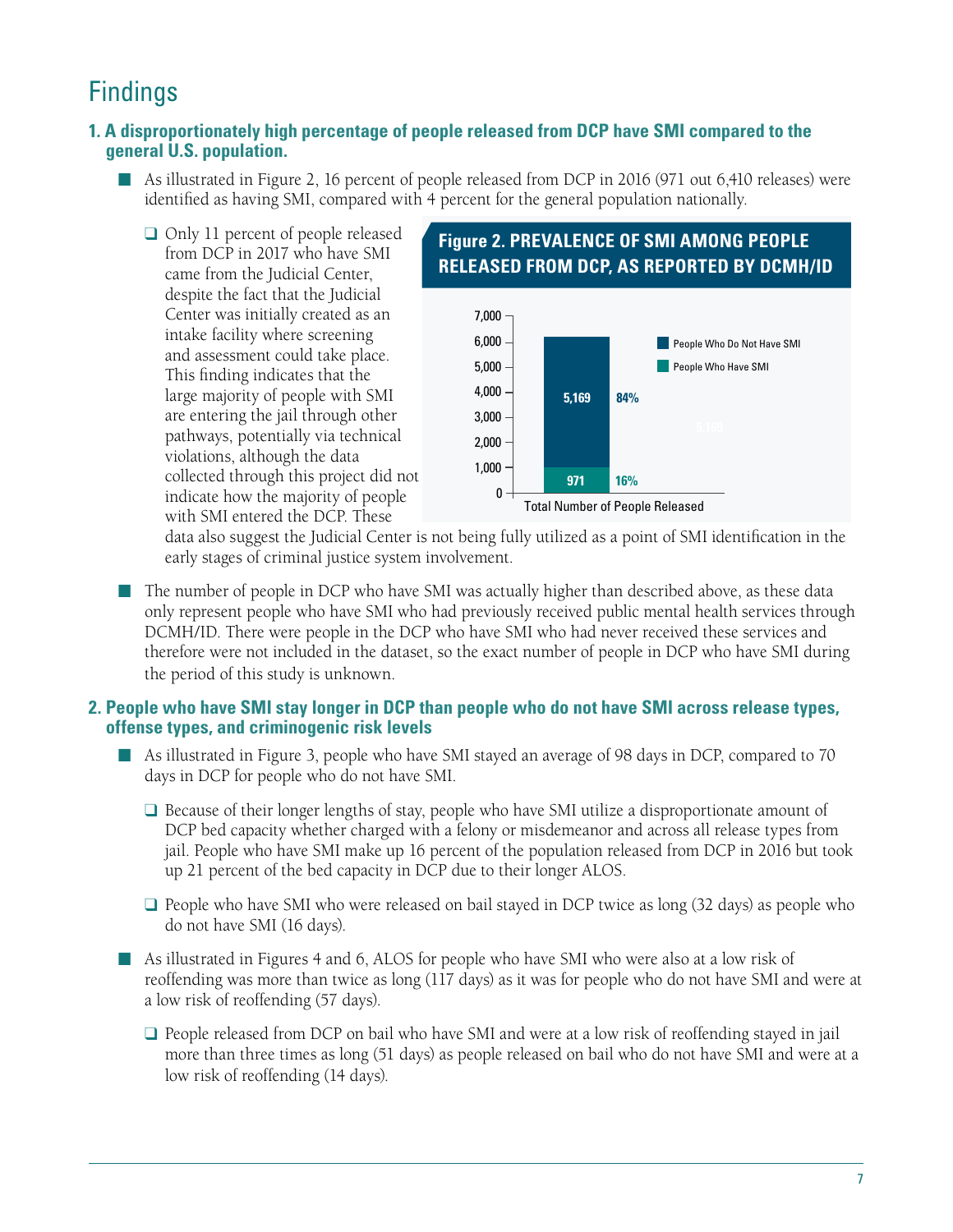# Findings

### 1. A disproportionately high percentage of people released from DCP have SMI compared to the general U.S. population.

- As illustrated in Figure 2, 16 percent of people released from DCP in 2016 (971 out 6,410 releases) were identified as having SMI, compared with 4 percent for the general population nationally.
  - Only 11 percent of people released from DCP in 2017 who have SMI came from the Judicial Center, despite the fact that the Judicial Center was initially created as an intake facility where screening and assessment could take place. This finding indicates that the large majority of people with SMI are entering the jail through other pathways, potentially via technical violations, although the data collected through this project did not indicate how the majority of people with SMI entered the DCP. These data also suggest the Judicial Center is not being fully utilized as a point of SMI identification in the early stages of criminal justice system involvement.

**Figure 2. PREVALENCE OF SMI AMONG PEOPLE RELEASED FROM DCP, AS REPORTED BY DCMH/ID**

| Total Number of People Released | Number | Percent |
|---|---|---|
| People Who Do Not Have SMI | 5,169 | 84% |
| People Who Have SMI | 971 | 16% |

- The number of people in DCP who have SMI was actually higher than described above, as these data only represent people who have SMI who had previously received public mental health services through DCMH/ID. There were people in the DCP who have SMI who had never received these services and therefore were not included in the dataset, so the exact number of people in DCP who have SMI during the period of this study is unknown.

### 2. People who have SMI stay longer in DCP than people who do not have SMI across release types, offense types, and criminogenic risk levels

- As illustrated in Figure 3, people who have SMI stayed an average of 98 days in DCP, compared to 70 days in DCP for people who do not have SMI.
  - Because of their longer lengths of stay, people who have SMI utilize a disproportionate amount of DCP bed capacity whether charged with a felony or misdemeanor and across all release types from jail. People who have SMI make up 16 percent of the population released from DCP in 2016 but took up 21 percent of the bed capacity in DCP due to their longer ALOS.
  - People who have SMI who were released on bail stayed in DCP twice as long (32 days) as people who do not have SMI (16 days).
- As illustrated in Figures 4 and 6, ALOS for people who have SMI who were also at a low risk of reoffending was more than twice as long (117 days) as it was for people who do not have SMI and were at a low risk of reoffending (57 days).
  - People released from DCP on bail who have SMI and were at a low risk of reoffending stayed in jail more than three times as long (51 days) as people released on bail who do not have SMI and were at a low risk of reoffending (14 days).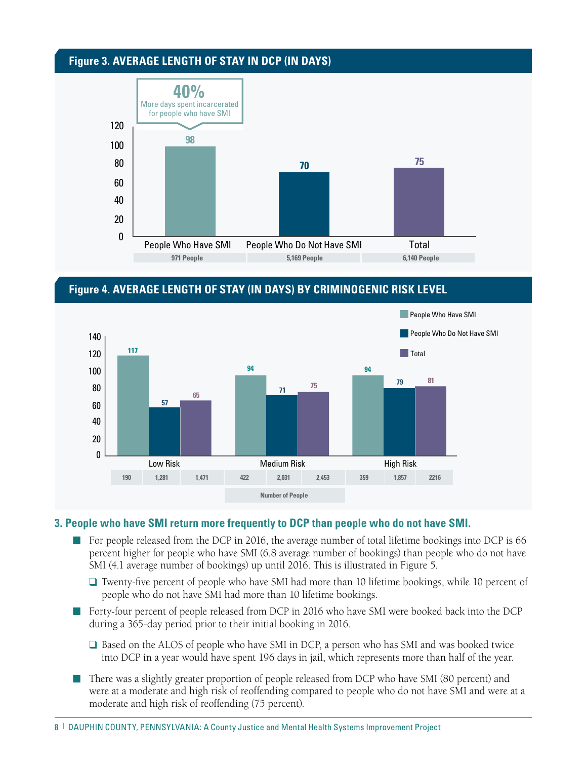### Figure 3. AVERAGE LENGTH OF STAY IN DCP (IN DAYS)

**40%** More days spent incarcerated for people who have SMI

| | People Who Have SMI | People Who Do Not Have SMI | Total |
|---|---|---|---|
| Average length of stay (days) | 98 | 70 | 75 |
| Number of people | 971 People | 5,169 People | 6,140 People |

### Figure 4. AVERAGE LENGTH OF STAY (IN DAYS) BY CRIMINOGENIC RISK LEVEL

| Risk Level | People Who Have SMI | People Who Do Not Have SMI | Total |
|---|---|---|---|
| Low Risk | 117 | 57 | 65 |
| Medium Risk | 94 | 71 | 75 |
| High Risk | 94 | 79 | 81 |

**Number of People**

| Risk Level | People Who Have SMI | People Who Do Not Have SMI | Total |
|---|---|---|---|
| Low Risk | 190 | 1,281 | 1,471 |
| Medium Risk | 422 | 2,031 | 2,453 |
| High Risk | 359 | 1,857 | 2216 |

### 3. People who have SMI return more frequently to DCP than people who do not have SMI.

- For people released from the DCP in 2016, the average number of total lifetime bookings into DCP is 66 percent higher for people who have SMI (6.8 average number of bookings) than people who do not have SMI (4.1 average number of bookings) up until 2016. This is illustrated in Figure 5.
  - Twenty-five percent of people who have SMI had more than 10 lifetime bookings, while 10 percent of people who do not have SMI had more than 10 lifetime bookings.
- Forty-four percent of people released from DCP in 2016 who have SMI were booked back into the DCP during a 365-day period prior to their initial booking in 2016.
  - Based on the ALOS of people who have SMI in DCP, a person who has SMI and was booked twice into DCP in a year would have spent 196 days in jail, which represents more than half of the year.
- There was a slightly greater proportion of people released from DCP who have SMI (80 percent) and were at a moderate and high risk of reoffending compared to people who do not have SMI and were at a moderate and high risk of reoffending (75 percent).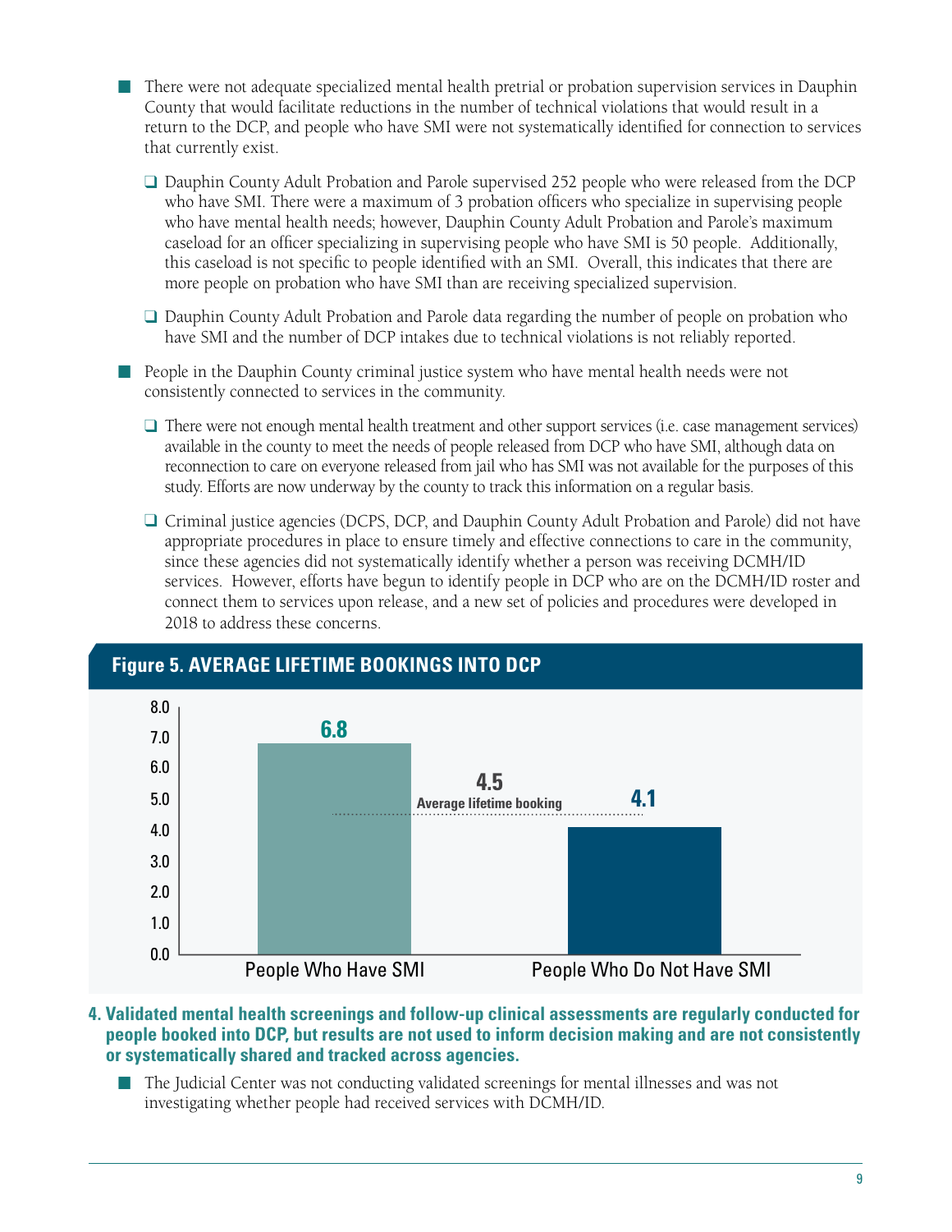- There were not adequate specialized mental health pretrial or probation supervision services in Dauphin County that would facilitate reductions in the number of technical violations that would result in a return to the DCP, and people who have SMI were not systematically identified for connection to services that currently exist.
  - Dauphin County Adult Probation and Parole supervised 252 people who were released from the DCP who have SMI. There were a maximum of 3 probation officers who specialize in supervising people who have mental health needs; however, Dauphin County Adult Probation and Parole's maximum caseload for an officer specializing in supervising people who have SMI is 50 people. Additionally, this caseload is not specific to people identified with an SMI. Overall, this indicates that there are more people on probation who have SMI than are receiving specialized supervision.
  - Dauphin County Adult Probation and Parole data regarding the number of people on probation who have SMI and the number of DCP intakes due to technical violations is not reliably reported.
- People in the Dauphin County criminal justice system who have mental health needs were not consistently connected to services in the community.
  - There were not enough mental health treatment and other support services (i.e. case management services) available in the county to meet the needs of people released from DCP who have SMI, although data on reconnection to care on everyone released from jail who has SMI was not available for the purposes of this study. Efforts are now underway by the county to track this information on a regular basis.
  - Criminal justice agencies (DCPS, DCP, and Dauphin County Adult Probation and Parole) did not have appropriate procedures in place to ensure timely and effective connections to care in the community, since these agencies did not systematically identify whether a person was receiving DCMH/ID services. However, efforts have begun to identify people in DCP who are on the DCMH/ID roster and connect them to services upon release, and a new set of policies and procedures were developed in 2018 to address these concerns.

**Figure 5. AVERAGE LIFETIME BOOKINGS INTO DCP**

| | Average Lifetime Bookings |
|---|---|
| People Who Have SMI | 6.8 |
| People Who Do Not Have SMI | 4.1 |
| Average lifetime booking | 4.5 |

**4. Validated mental health screenings and follow-up clinical assessments are regularly conducted for people booked into DCP, but results are not used to inform decision making and are not consistently or systematically shared and tracked across agencies.**

- The Judicial Center was not conducting validated screenings for mental illnesses and was not investigating whether people had received services with DCMH/ID.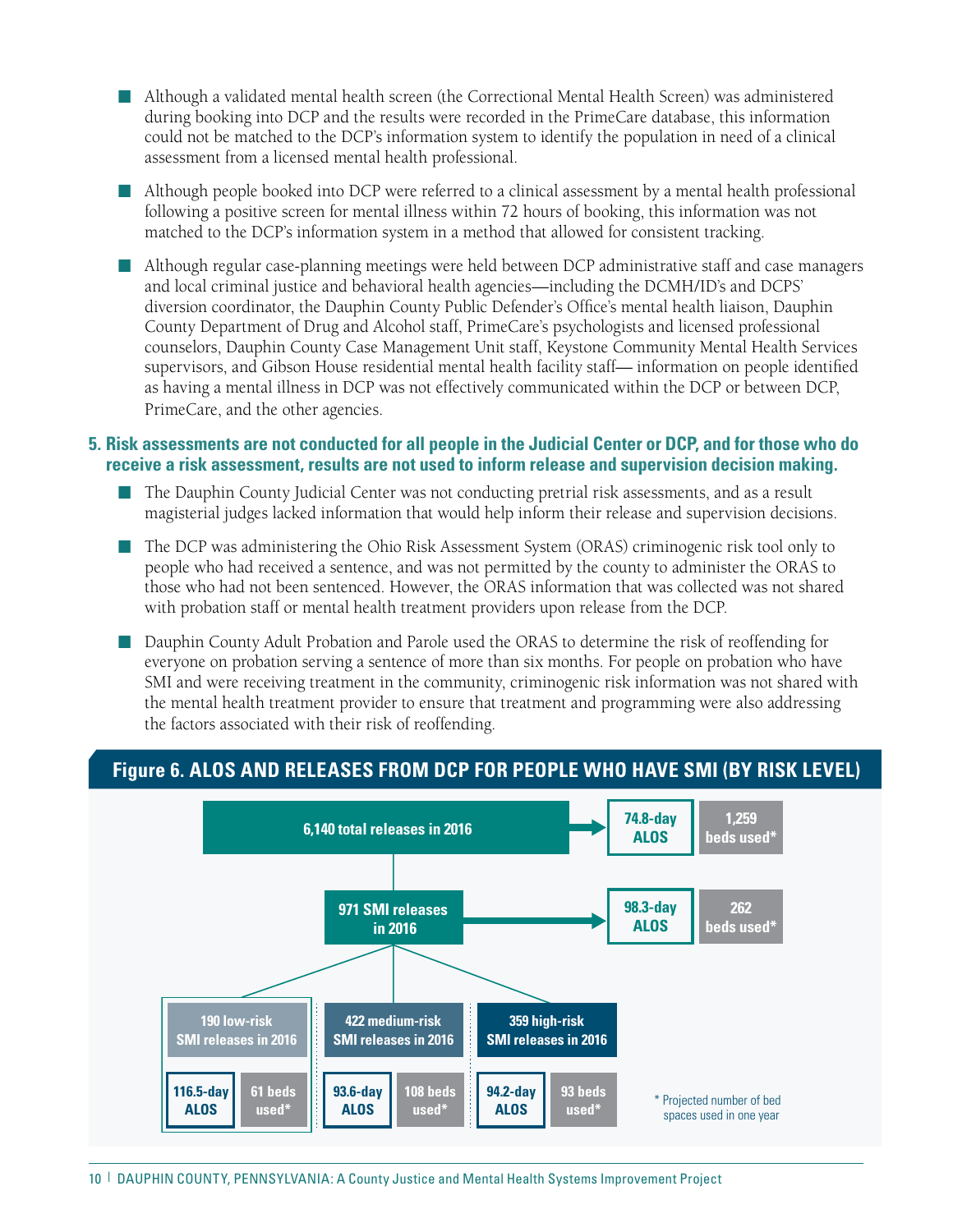- Although a validated mental health screen (the Correctional Mental Health Screen) was administered during booking into DCP and the results were recorded in the PrimeCare database, this information could not be matched to the DCP's information system to identify the population in need of a clinical assessment from a licensed mental health professional.

- Although people booked into DCP were referred to a clinical assessment by a mental health professional following a positive screen for mental illness within 72 hours of booking, this information was not matched to the DCP's information system in a method that allowed for consistent tracking.

- Although regular case-planning meetings were held between DCP administrative staff and case managers and local criminal justice and behavioral health agencies—including the DCMH/ID's and DCPS' diversion coordinator, the Dauphin County Public Defender's Office's mental health liaison, Dauphin County Department of Drug and Alcohol staff, PrimeCare's psychologists and licensed professional counselors, Dauphin County Case Management Unit staff, Keystone Community Mental Health Services supervisors, and Gibson House residential mental health facility staff— information on people identified as having a mental illness in DCP was not effectively communicated within the DCP or between DCP, PrimeCare, and the other agencies.

### 5. Risk assessments are not conducted for all people in the Judicial Center or DCP, and for those who do receive a risk assessment, results are not used to inform release and supervision decision making.

- The Dauphin County Judicial Center was not conducting pretrial risk assessments, and as a result magisterial judges lacked information that would help inform their release and supervision decisions.

- The DCP was administering the Ohio Risk Assessment System (ORAS) criminogenic risk tool only to people who had received a sentence, and was not permitted by the county to administer the ORAS to those who had not been sentenced. However, the ORAS information that was collected was not shared with probation staff or mental health treatment providers upon release from the DCP.

- Dauphin County Adult Probation and Parole used the ORAS to determine the risk of reoffending for everyone on probation serving a sentence of more than six months. For people on probation who have SMI and were receiving treatment in the community, criminogenic risk information was not shared with the mental health treatment provider to ensure that treatment and programming were also addressing the factors associated with their risk of reoffending.

**Figure 6. ALOS AND RELEASES FROM DCP FOR PEOPLE WHO HAVE SMI (BY RISK LEVEL)**

| Group | ALOS | Beds used* |
|---|---|---|
| 6,140 total releases in 2016 | 74.8-day ALOS | 1,259 beds used* |
| 971 SMI releases in 2016 | 98.3-day ALOS | 262 beds used* |
| 190 low-risk SMI releases in 2016 | 116.5-day ALOS | 61 beds used* |
| 422 medium-risk SMI releases in 2016 | 93.6-day ALOS | 108 beds used* |
| 359 high-risk SMI releases in 2016 | 94.2-day ALOS | 93 beds used* |

\* Projected number of bed spaces used in one year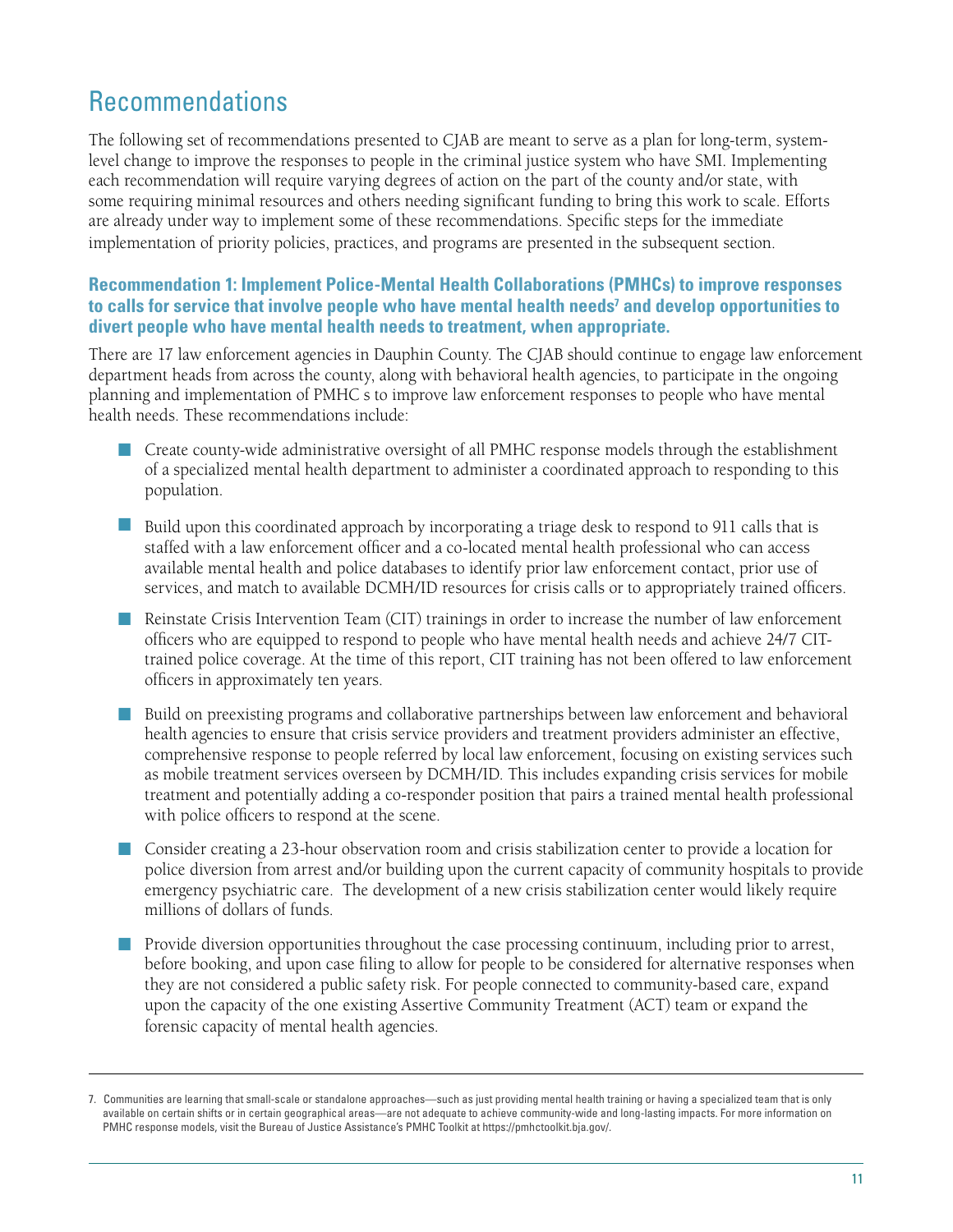# Recommendations

The following set of recommendations presented to CJAB are meant to serve as a plan for long-term, system-level change to improve the responses to people in the criminal justice system who have SMI. Implementing each recommendation will require varying degrees of action on the part of the county and/or state, with some requiring minimal resources and others needing significant funding to bring this work to scale. Efforts are already under way to implement some of these recommendations. Specific steps for the immediate implementation of priority policies, practices, and programs are presented in the subsequent section.

### Recommendation 1: Implement Police-Mental Health Collaborations (PMHCs) to improve responses to calls for service that involve people who have mental health needs[7] and develop opportunities to divert people who have mental health needs to treatment, when appropriate.

There are 17 law enforcement agencies in Dauphin County. The CJAB should continue to engage law enforcement department heads from across the county, along with behavioral health agencies, to participate in the ongoing planning and implementation of PMHC s to improve law enforcement responses to people who have mental health needs. These recommendations include:

- Create county-wide administrative oversight of all PMHC response models through the establishment of a specialized mental health department to administer a coordinated approach to responding to this population.
- Build upon this coordinated approach by incorporating a triage desk to respond to 911 calls that is staffed with a law enforcement officer and a co-located mental health professional who can access available mental health and police databases to identify prior law enforcement contact, prior use of services, and match to available DCMH/ID resources for crisis calls or to appropriately trained officers.
- Reinstate Crisis Intervention Team (CIT) trainings in order to increase the number of law enforcement officers who are equipped to respond to people who have mental health needs and achieve 24/7 CIT-trained police coverage. At the time of this report, CIT training has not been offered to law enforcement officers in approximately ten years.
- Build on preexisting programs and collaborative partnerships between law enforcement and behavioral health agencies to ensure that crisis service providers and treatment providers administer an effective, comprehensive response to people referred by local law enforcement, focusing on existing services such as mobile treatment services overseen by DCMH/ID. This includes expanding crisis services for mobile treatment and potentially adding a co-responder position that pairs a trained mental health professional with police officers to respond at the scene.
- Consider creating a 23-hour observation room and crisis stabilization center to provide a location for police diversion from arrest and/or building upon the current capacity of community hospitals to provide emergency psychiatric care. The development of a new crisis stabilization center would likely require millions of dollars of funds.
- Provide diversion opportunities throughout the case processing continuum, including prior to arrest, before booking, and upon case filing to allow for people to be considered for alternative responses when they are not considered a public safety risk. For people connected to community-based care, expand upon the capacity of the one existing Assertive Community Treatment (ACT) team or expand the forensic capacity of mental health agencies.

---

7. Communities are learning that small-scale or standalone approaches—such as just providing mental health training or having a specialized team that is only available on certain shifts or in certain geographical areas—are not adequate to achieve community-wide and long-lasting impacts. For more information on PMHC response models, visit the Bureau of Justice Assistance's PMHC Toolkit at https://pmhctoolkit.bja.gov/.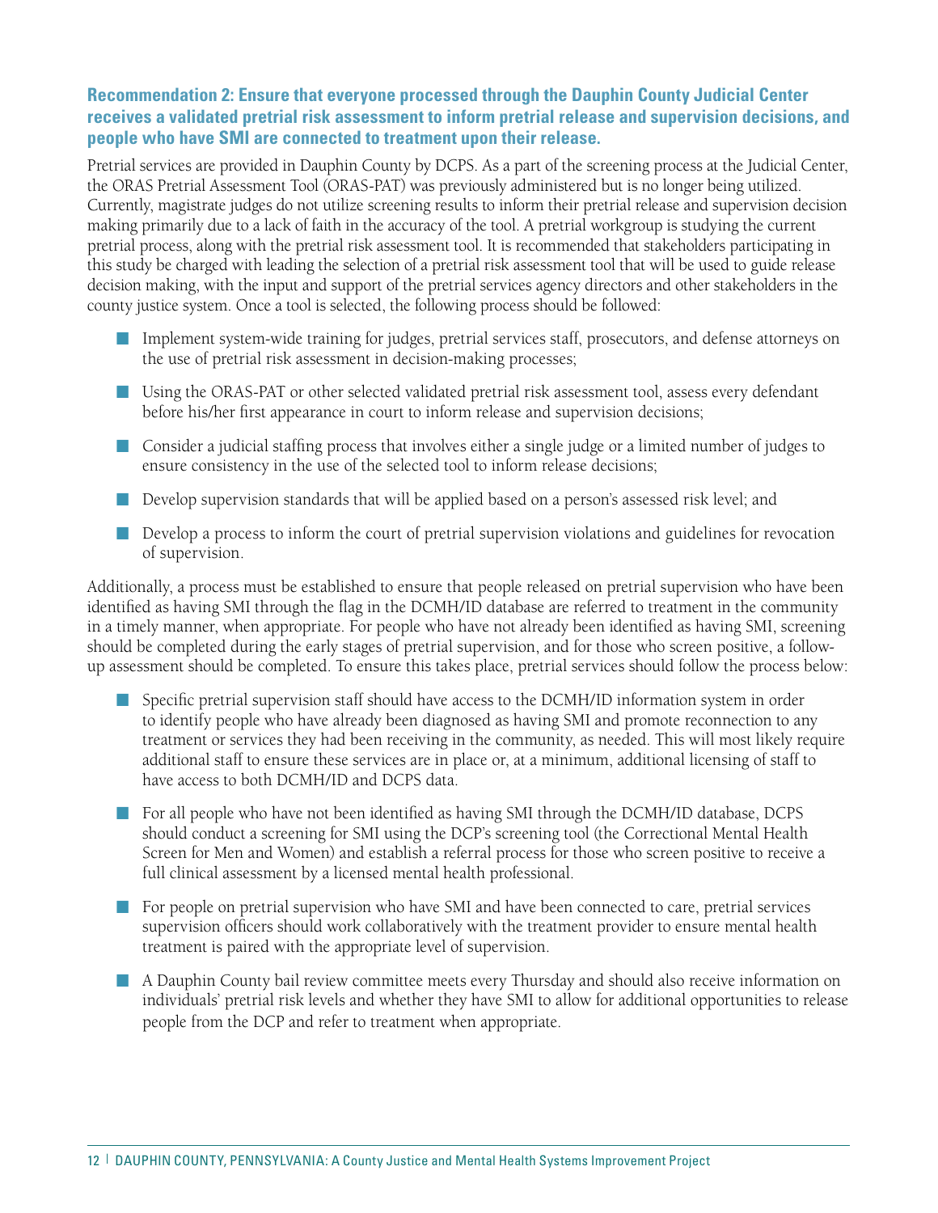### Recommendation 2: Ensure that everyone processed through the Dauphin County Judicial Center receives a validated pretrial risk assessment to inform pretrial release and supervision decisions, and people who have SMI are connected to treatment upon their release.

Pretrial services are provided in Dauphin County by DCPS. As a part of the screening process at the Judicial Center, the ORAS Pretrial Assessment Tool (ORAS-PAT) was previously administered but is no longer being utilized. Currently, magistrate judges do not utilize screening results to inform their pretrial release and supervision decision making primarily due to a lack of faith in the accuracy of the tool. A pretrial workgroup is studying the current pretrial process, along with the pretrial risk assessment tool. It is recommended that stakeholders participating in this study be charged with leading the selection of a pretrial risk assessment tool that will be used to guide release decision making, with the input and support of the pretrial services agency directors and other stakeholders in the county justice system. Once a tool is selected, the following process should be followed:

- Implement system-wide training for judges, pretrial services staff, prosecutors, and defense attorneys on the use of pretrial risk assessment in decision-making processes;
- Using the ORAS-PAT or other selected validated pretrial risk assessment tool, assess every defendant before his/her first appearance in court to inform release and supervision decisions;
- Consider a judicial staffing process that involves either a single judge or a limited number of judges to ensure consistency in the use of the selected tool to inform release decisions;
- Develop supervision standards that will be applied based on a person's assessed risk level; and
- Develop a process to inform the court of pretrial supervision violations and guidelines for revocation of supervision.

Additionally, a process must be established to ensure that people released on pretrial supervision who have been identified as having SMI through the flag in the DCMH/ID database are referred to treatment in the community in a timely manner, when appropriate. For people who have not already been identified as having SMI, screening should be completed during the early stages of pretrial supervision, and for those who screen positive, a follow-up assessment should be completed. To ensure this takes place, pretrial services should follow the process below:

- Specific pretrial supervision staff should have access to the DCMH/ID information system in order to identify people who have already been diagnosed as having SMI and promote reconnection to any treatment or services they had been receiving in the community, as needed. This will most likely require additional staff to ensure these services are in place or, at a minimum, additional licensing of staff to have access to both DCMH/ID and DCPS data.
- For all people who have not been identified as having SMI through the DCMH/ID database, DCPS should conduct a screening for SMI using the DCP's screening tool (the Correctional Mental Health Screen for Men and Women) and establish a referral process for those who screen positive to receive a full clinical assessment by a licensed mental health professional.
- For people on pretrial supervision who have SMI and have been connected to care, pretrial services supervision officers should work collaboratively with the treatment provider to ensure mental health treatment is paired with the appropriate level of supervision.
- A Dauphin County bail review committee meets every Thursday and should also receive information on individuals' pretrial risk levels and whether they have SMI to allow for additional opportunities to release people from the DCP and refer to treatment when appropriate.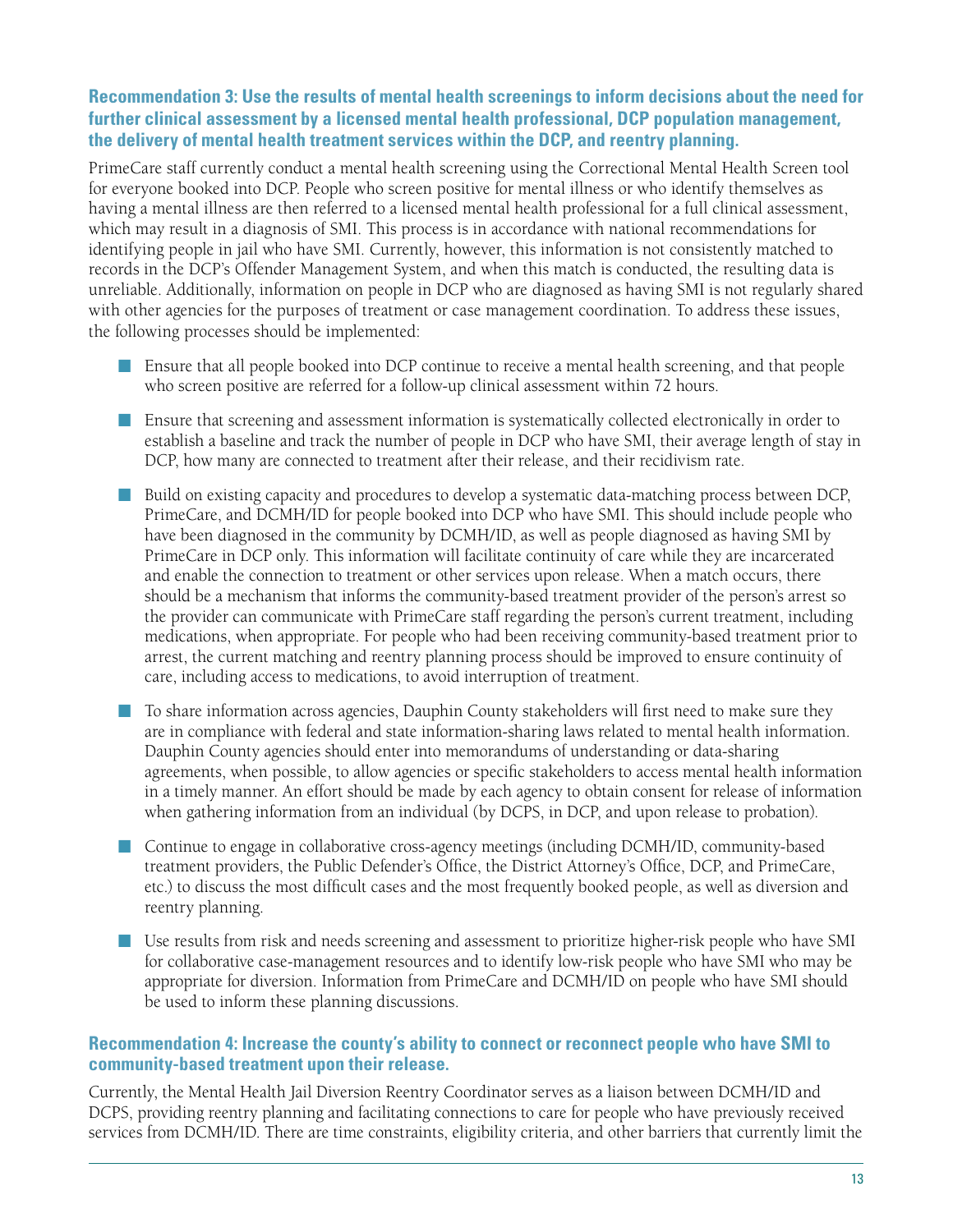### Recommendation 3: Use the results of mental health screenings to inform decisions about the need for further clinical assessment by a licensed mental health professional, DCP population management, the delivery of mental health treatment services within the DCP, and reentry planning.

PrimeCare staff currently conduct a mental health screening using the Correctional Mental Health Screen tool for everyone booked into DCP. People who screen positive for mental illness or who identify themselves as having a mental illness are then referred to a licensed mental health professional for a full clinical assessment, which may result in a diagnosis of SMI. This process is in accordance with national recommendations for identifying people in jail who have SMI. Currently, however, this information is not consistently matched to records in the DCP's Offender Management System, and when this match is conducted, the resulting data is unreliable. Additionally, information on people in DCP who are diagnosed as having SMI is not regularly shared with other agencies for the purposes of treatment or case management coordination. To address these issues, the following processes should be implemented:

- Ensure that all people booked into DCP continue to receive a mental health screening, and that people who screen positive are referred for a follow-up clinical assessment within 72 hours.
- Ensure that screening and assessment information is systematically collected electronically in order to establish a baseline and track the number of people in DCP who have SMI, their average length of stay in DCP, how many are connected to treatment after their release, and their recidivism rate.
- Build on existing capacity and procedures to develop a systematic data-matching process between DCP, PrimeCare, and DCMH/ID for people booked into DCP who have SMI. This should include people who have been diagnosed in the community by DCMH/ID, as well as people diagnosed as having SMI by PrimeCare in DCP only. This information will facilitate continuity of care while they are incarcerated and enable the connection to treatment or other services upon release. When a match occurs, there should be a mechanism that informs the community-based treatment provider of the person's arrest so the provider can communicate with PrimeCare staff regarding the person's current treatment, including medications, when appropriate. For people who had been receiving community-based treatment prior to arrest, the current matching and reentry planning process should be improved to ensure continuity of care, including access to medications, to avoid interruption of treatment.
- To share information across agencies, Dauphin County stakeholders will first need to make sure they are in compliance with federal and state information-sharing laws related to mental health information. Dauphin County agencies should enter into memorandums of understanding or data-sharing agreements, when possible, to allow agencies or specific stakeholders to access mental health information in a timely manner. An effort should be made by each agency to obtain consent for release of information when gathering information from an individual (by DCPS, in DCP, and upon release to probation).
- Continue to engage in collaborative cross-agency meetings (including DCMH/ID, community-based treatment providers, the Public Defender's Office, the District Attorney's Office, DCP, and PrimeCare, etc.) to discuss the most difficult cases and the most frequently booked people, as well as diversion and reentry planning.
- Use results from risk and needs screening and assessment to prioritize higher-risk people who have SMI for collaborative case-management resources and to identify low-risk people who have SMI who may be appropriate for diversion. Information from PrimeCare and DCMH/ID on people who have SMI should be used to inform these planning discussions.

### Recommendation 4: Increase the county's ability to connect or reconnect people who have SMI to community-based treatment upon their release.

Currently, the Mental Health Jail Diversion Reentry Coordinator serves as a liaison between DCMH/ID and DCPS, providing reentry planning and facilitating connections to care for people who have previously received services from DCMH/ID. There are time constraints, eligibility criteria, and other barriers that currently limit the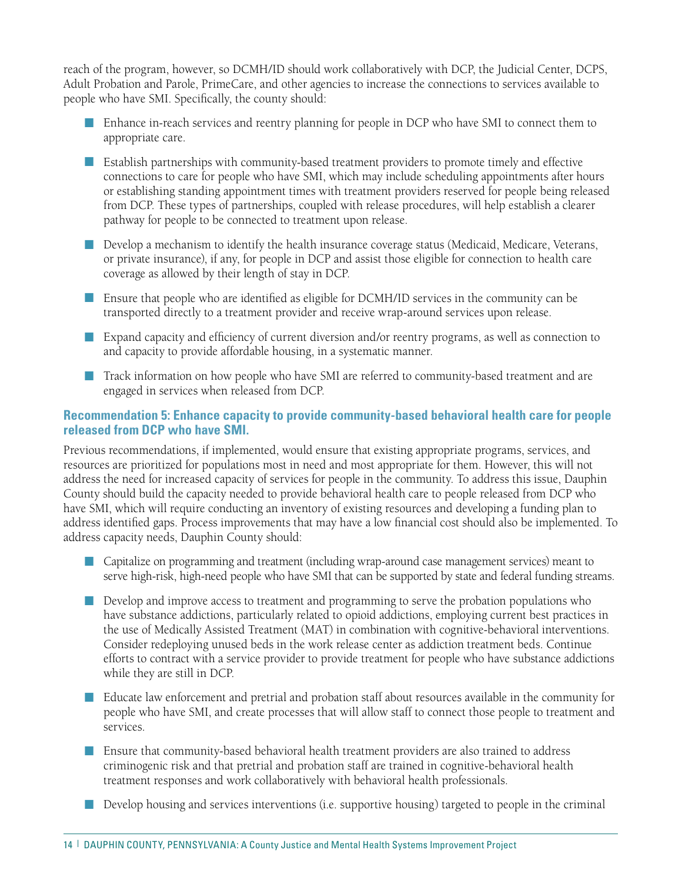reach of the program, however, so DCMH/ID should work collaboratively with DCP, the Judicial Center, DCPS, Adult Probation and Parole, PrimeCare, and other agencies to increase the connections to services available to people who have SMI. Specifically, the county should:

- Enhance in-reach services and reentry planning for people in DCP who have SMI to connect them to appropriate care.
- Establish partnerships with community-based treatment providers to promote timely and effective connections to care for people who have SMI, which may include scheduling appointments after hours or establishing standing appointment times with treatment providers reserved for people being released from DCP. These types of partnerships, coupled with release procedures, will help establish a clearer pathway for people to be connected to treatment upon release.
- Develop a mechanism to identify the health insurance coverage status (Medicaid, Medicare, Veterans, or private insurance), if any, for people in DCP and assist those eligible for connection to health care coverage as allowed by their length of stay in DCP.
- Ensure that people who are identified as eligible for DCMH/ID services in the community can be transported directly to a treatment provider and receive wrap-around services upon release.
- Expand capacity and efficiency of current diversion and/or reentry programs, as well as connection to and capacity to provide affordable housing, in a systematic manner.
- Track information on how people who have SMI are referred to community-based treatment and are engaged in services when released from DCP.

### Recommendation 5: Enhance capacity to provide community-based behavioral health care for people released from DCP who have SMI.

Previous recommendations, if implemented, would ensure that existing appropriate programs, services, and resources are prioritized for populations most in need and most appropriate for them. However, this will not address the need for increased capacity of services for people in the community. To address this issue, Dauphin County should build the capacity needed to provide behavioral health care to people released from DCP who have SMI, which will require conducting an inventory of existing resources and developing a funding plan to address identified gaps. Process improvements that may have a low financial cost should also be implemented. To address capacity needs, Dauphin County should:

- Capitalize on programming and treatment (including wrap-around case management services) meant to serve high-risk, high-need people who have SMI that can be supported by state and federal funding streams.
- Develop and improve access to treatment and programming to serve the probation populations who have substance addictions, particularly related to opioid addictions, employing current best practices in the use of Medically Assisted Treatment (MAT) in combination with cognitive-behavioral interventions. Consider redeploying unused beds in the work release center as addiction treatment beds. Continue efforts to contract with a service provider to provide treatment for people who have substance addictions while they are still in DCP.
- Educate law enforcement and pretrial and probation staff about resources available in the community for people who have SMI, and create processes that will allow staff to connect those people to treatment and services.
- Ensure that community-based behavioral health treatment providers are also trained to address criminogenic risk and that pretrial and probation staff are trained in cognitive-behavioral health treatment responses and work collaboratively with behavioral health professionals.
- Develop housing and services interventions (i.e. supportive housing) targeted to people in the criminal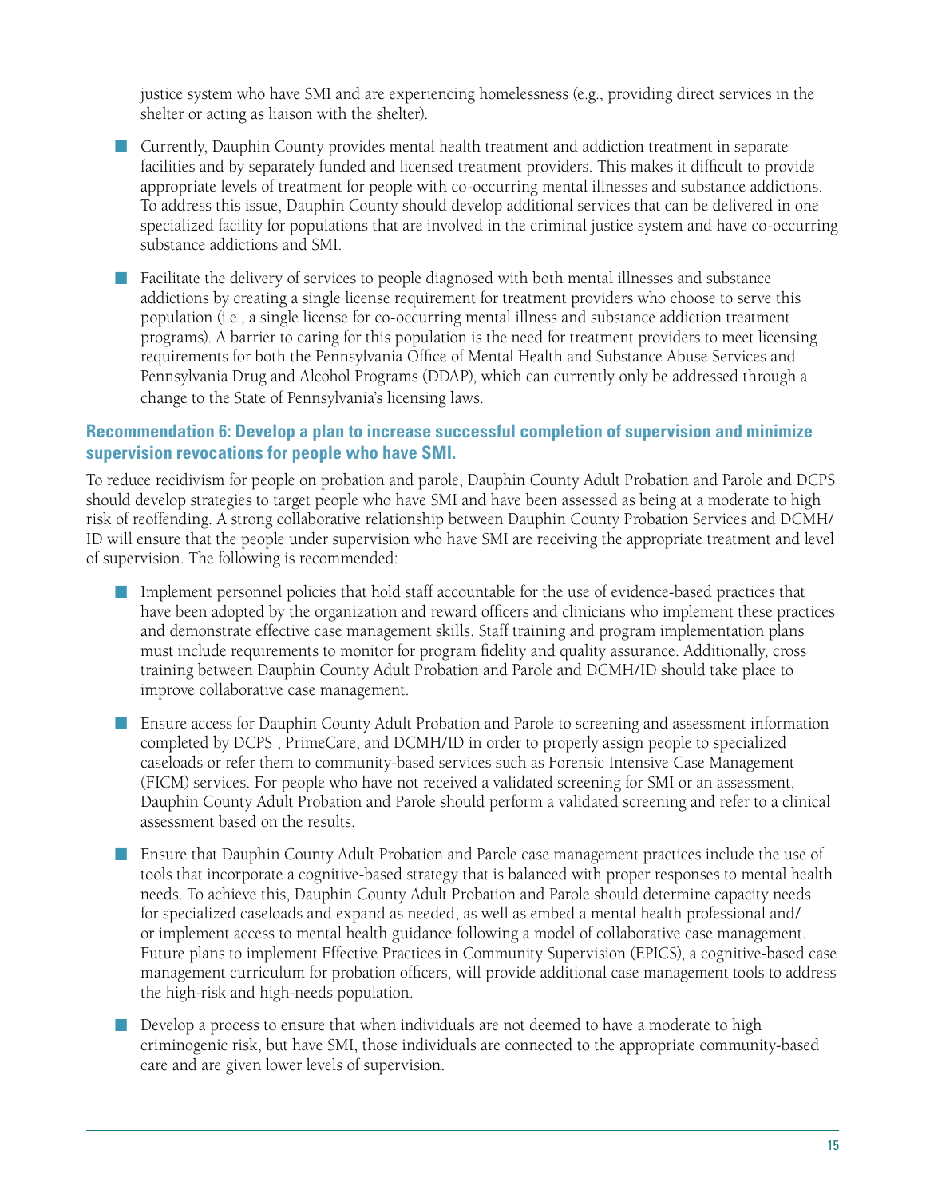justice system who have SMI and are experiencing homelessness (e.g., providing direct services in the shelter or acting as liaison with the shelter).

- Currently, Dauphin County provides mental health treatment and addiction treatment in separate facilities and by separately funded and licensed treatment providers. This makes it difficult to provide appropriate levels of treatment for people with co-occurring mental illnesses and substance addictions. To address this issue, Dauphin County should develop additional services that can be delivered in one specialized facility for populations that are involved in the criminal justice system and have co-occurring substance addictions and SMI.

- Facilitate the delivery of services to people diagnosed with both mental illnesses and substance addictions by creating a single license requirement for treatment providers who choose to serve this population (i.e., a single license for co-occurring mental illness and substance addiction treatment programs). A barrier to caring for this population is the need for treatment providers to meet licensing requirements for both the Pennsylvania Office of Mental Health and Substance Abuse Services and Pennsylvania Drug and Alcohol Programs (DDAP), which can currently only be addressed through a change to the State of Pennsylvania's licensing laws.

### Recommendation 6: Develop a plan to increase successful completion of supervision and minimize supervision revocations for people who have SMI.

To reduce recidivism for people on probation and parole, Dauphin County Adult Probation and Parole and DCPS should develop strategies to target people who have SMI and have been assessed as being at a moderate to high risk of reoffending. A strong collaborative relationship between Dauphin County Probation Services and DCMH/ID will ensure that the people under supervision who have SMI are receiving the appropriate treatment and level of supervision. The following is recommended:

- Implement personnel policies that hold staff accountable for the use of evidence-based practices that have been adopted by the organization and reward officers and clinicians who implement these practices and demonstrate effective case management skills. Staff training and program implementation plans must include requirements to monitor for program fidelity and quality assurance. Additionally, cross training between Dauphin County Adult Probation and Parole and DCMH/ID should take place to improve collaborative case management.

- Ensure access for Dauphin County Adult Probation and Parole to screening and assessment information completed by DCPS , PrimeCare, and DCMH/ID in order to properly assign people to specialized caseloads or refer them to community-based services such as Forensic Intensive Case Management (FICM) services. For people who have not received a validated screening for SMI or an assessment, Dauphin County Adult Probation and Parole should perform a validated screening and refer to a clinical assessment based on the results.

- Ensure that Dauphin County Adult Probation and Parole case management practices include the use of tools that incorporate a cognitive-based strategy that is balanced with proper responses to mental health needs. To achieve this, Dauphin County Adult Probation and Parole should determine capacity needs for specialized caseloads and expand as needed, as well as embed a mental health professional and/or implement access to mental health guidance following a model of collaborative case management. Future plans to implement Effective Practices in Community Supervision (EPICS), a cognitive-based case management curriculum for probation officers, will provide additional case management tools to address the high-risk and high-needs population.

- Develop a process to ensure that when individuals are not deemed to have a moderate to high criminogenic risk, but have SMI, those individuals are connected to the appropriate community-based care and are given lower levels of supervision.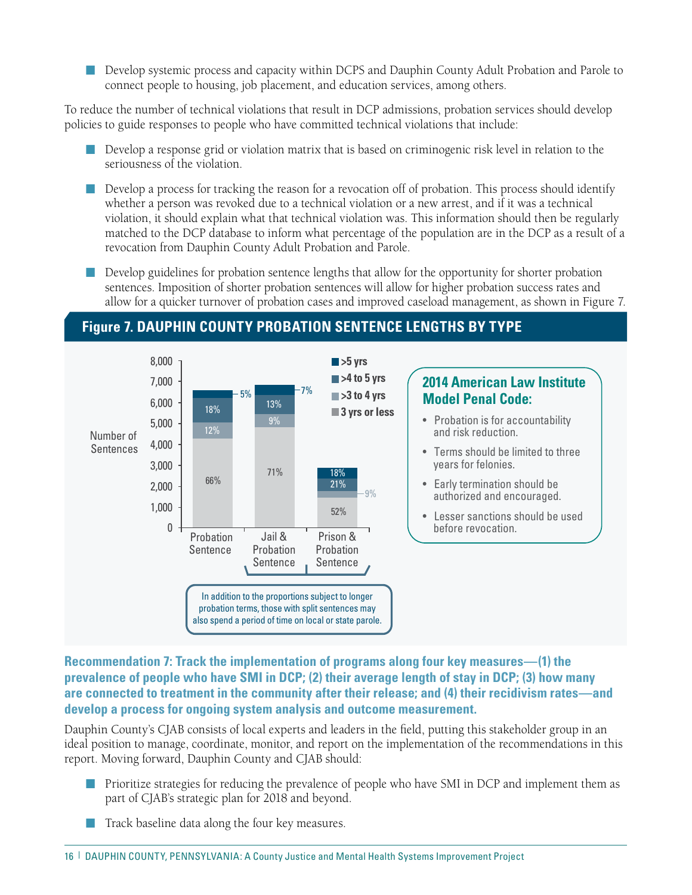- Develop systemic process and capacity within DCPS and Dauphin County Adult Probation and Parole to connect people to housing, job placement, and education services, among others.

To reduce the number of technical violations that result in DCP admissions, probation services should develop policies to guide responses to people who have committed technical violations that include:

- Develop a response grid or violation matrix that is based on criminogenic risk level in relation to the seriousness of the violation.
- Develop a process for tracking the reason for a revocation off of probation. This process should identify whether a person was revoked due to a technical violation or a new arrest, and if it was a technical violation, it should explain what that technical violation was. This information should then be regularly matched to the DCP database to inform what percentage of the population are in the DCP as a result of a revocation from Dauphin County Adult Probation and Parole.
- Develop guidelines for probation sentence lengths that allow for the opportunity for shorter probation sentences. Imposition of shorter probation sentences will allow for higher probation success rates and allow for a quicker turnover of probation cases and improved caseload management, as shown in Figure 7.

**Figure 7. DAUPHIN COUNTY PROBATION SENTENCE LENGTHS BY TYPE**

| Number of Sentences | Probation Sentence | Jail & Probation Sentence | Prison & Probation Sentence |
|---|---|---|---|
| >5 yrs | 5% | 7% | 18% |
| >4 to 5 yrs | 18% | 13% | 21% |
| >3 to 4 yrs | 12% | 9% | 9% |
| 3 yrs or less | 66% | 71% | 52% |

In addition to the proportions subject to longer probation terms, those with split sentences may also spend a period of time on local or state parole.

**2014 American Law Institute Model Penal Code:**

- Probation is for accountability and risk reduction.
- Terms should be limited to three years for felonies.
- Early termination should be authorized and encouraged.
- Lesser sanctions should be used before revocation.

### Recommendation 7: Track the implementation of programs along four key measures—(1) the prevalence of people who have SMI in DCP; (2) their average length of stay in DCP; (3) how many are connected to treatment in the community after their release; and (4) their recidivism rates—and develop a process for ongoing system analysis and outcome measurement.

Dauphin County's CJAB consists of local experts and leaders in the field, putting this stakeholder group in an ideal position to manage, coordinate, monitor, and report on the implementation of the recommendations in this report. Moving forward, Dauphin County and CJAB should:

- Prioritize strategies for reducing the prevalence of people who have SMI in DCP and implement them as part of CJAB's strategic plan for 2018 and beyond.
- Track baseline data along the four key measures.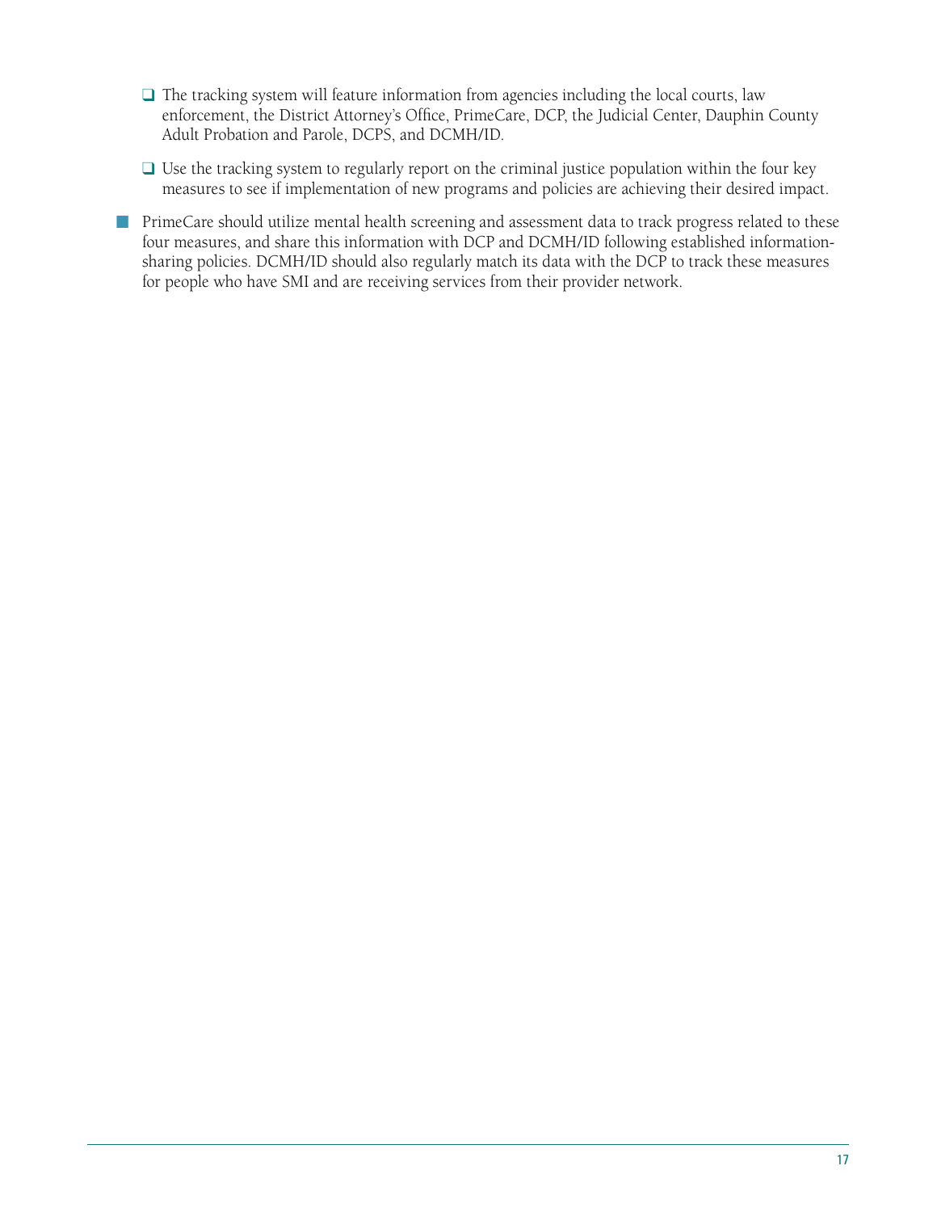- The tracking system will feature information from agencies including the local courts, law enforcement, the District Attorney's Office, PrimeCare, DCP, the Judicial Center, Dauphin County Adult Probation and Parole, DCPS, and DCMH/ID.
    - Use the tracking system to regularly report on the criminal justice population within the four key measures to see if implementation of new programs and policies are achieving their desired impact.

- PrimeCare should utilize mental health screening and assessment data to track progress related to these four measures, and share this information with DCP and DCMH/ID following established information-sharing policies. DCMH/ID should also regularly match its data with the DCP to track these measures for people who have SMI and are receiving services from their provider network.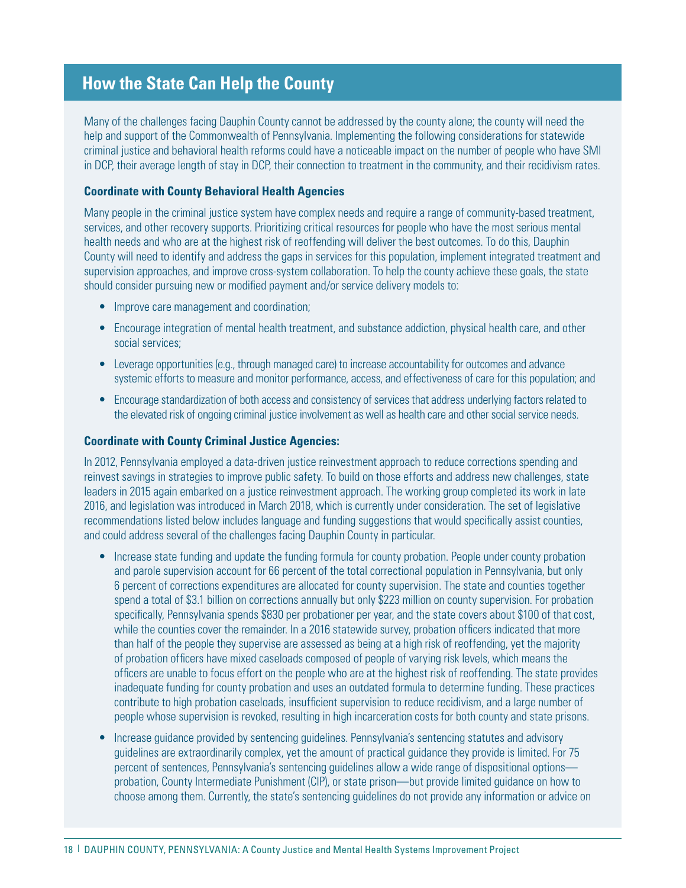## How the State Can Help the County

Many of the challenges facing Dauphin County cannot be addressed by the county alone; the county will need the help and support of the Commonwealth of Pennsylvania. Implementing the following considerations for statewide criminal justice and behavioral health reforms could have a noticeable impact on the number of people who have SMI in DCP, their average length of stay in DCP, their connection to treatment in the community, and their recidivism rates.

**Coordinate with County Behavioral Health Agencies**

Many people in the criminal justice system have complex needs and require a range of community-based treatment, services, and other recovery supports. Prioritizing critical resources for people who have the most serious mental health needs and who are at the highest risk of reoffending will deliver the best outcomes. To do this, Dauphin County will need to identify and address the gaps in services for this population, implement integrated treatment and supervision approaches, and improve cross-system collaboration. To help the county achieve these goals, the state should consider pursuing new or modified payment and/or service delivery models to:

- Improve care management and coordination;
- Encourage integration of mental health treatment, and substance addiction, physical health care, and other social services;
- Leverage opportunities (e.g., through managed care) to increase accountability for outcomes and advance systemic efforts to measure and monitor performance, access, and effectiveness of care for this population; and
- Encourage standardization of both access and consistency of services that address underlying factors related to the elevated risk of ongoing criminal justice involvement as well as health care and other social service needs.

**Coordinate with County Criminal Justice Agencies:**

In 2012, Pennsylvania employed a data-driven justice reinvestment approach to reduce corrections spending and reinvest savings in strategies to improve public safety. To build on those efforts and address new challenges, state leaders in 2015 again embarked on a justice reinvestment approach. The working group completed its work in late 2016, and legislation was introduced in March 2018, which is currently under consideration. The set of legislative recommendations listed below includes language and funding suggestions that would specifically assist counties, and could address several of the challenges facing Dauphin County in particular.

- Increase state funding and update the funding formula for county probation. People under county probation and parole supervision account for 66 percent of the total correctional population in Pennsylvania, but only 6 percent of corrections expenditures are allocated for county supervision. The state and counties together spend a total of $3.1 billion on corrections annually but only $223 million on county supervision. For probation specifically, Pennsylvania spends $830 per probationer per year, and the state covers about $100 of that cost, while the counties cover the remainder. In a 2016 statewide survey, probation officers indicated that more than half of the people they supervise are assessed as being at a high risk of reoffending, yet the majority of probation officers have mixed caseloads composed of people of varying risk levels, which means the officers are unable to focus effort on the people who are at the highest risk of reoffending. The state provides inadequate funding for county probation and uses an outdated formula to determine funding. These practices contribute to high probation caseloads, insufficient supervision to reduce recidivism, and a large number of people whose supervision is revoked, resulting in high incarceration costs for both county and state prisons.
- Increase guidance provided by sentencing guidelines. Pennsylvania's sentencing statutes and advisory guidelines are extraordinarily complex, yet the amount of practical guidance they provide is limited. For 75 percent of sentences, Pennsylvania's sentencing guidelines allow a wide range of dispositional options—probation, County Intermediate Punishment (CIP), or state prison—but provide limited guidance on how to choose among them. Currently, the state's sentencing guidelines do not provide any information or advice on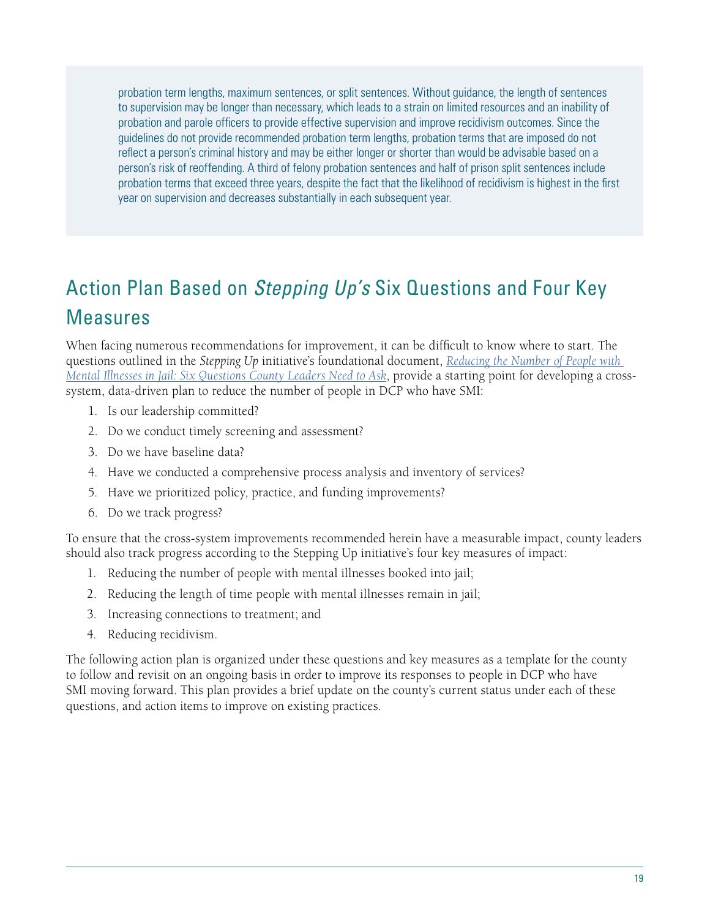probation term lengths, maximum sentences, or split sentences. Without guidance, the length of sentences to supervision may be longer than necessary, which leads to a strain on limited resources and an inability of probation and parole officers to provide effective supervision and improve recidivism outcomes. Since the guidelines do not provide recommended probation term lengths, probation terms that are imposed do not reflect a person's criminal history and may be either longer or shorter than would be advisable based on a person's risk of reoffending. A third of felony probation sentences and half of prison split sentences include probation terms that exceed three years, despite the fact that the likelihood of recidivism is highest in the first year on supervision and decreases substantially in each subsequent year.

## Action Plan Based on *Stepping Up's* Six Questions and Four Key Measures

When facing numerous recommendations for improvement, it can be difficult to know where to start. The questions outlined in the *Stepping Up* initiative's foundational document, *Reducing the Number of People with Mental Illnesses in Jail: Six Questions County Leaders Need to Ask*, provide a starting point for developing a cross-system, data-driven plan to reduce the number of people in DCP who have SMI:

1. Is our leadership committed?
2. Do we conduct timely screening and assessment?
3. Do we have baseline data?
4. Have we conducted a comprehensive process analysis and inventory of services?
5. Have we prioritized policy, practice, and funding improvements?
6. Do we track progress?

To ensure that the cross-system improvements recommended herein have a measurable impact, county leaders should also track progress according to the Stepping Up initiative's four key measures of impact:

1. Reducing the number of people with mental illnesses booked into jail;
2. Reducing the length of time people with mental illnesses remain in jail;
3. Increasing connections to treatment; and
4. Reducing recidivism.

The following action plan is organized under these questions and key measures as a template for the county to follow and revisit on an ongoing basis in order to improve its responses to people in DCP who have SMI moving forward. This plan provides a brief update on the county's current status under each of these questions, and action items to improve on existing practices.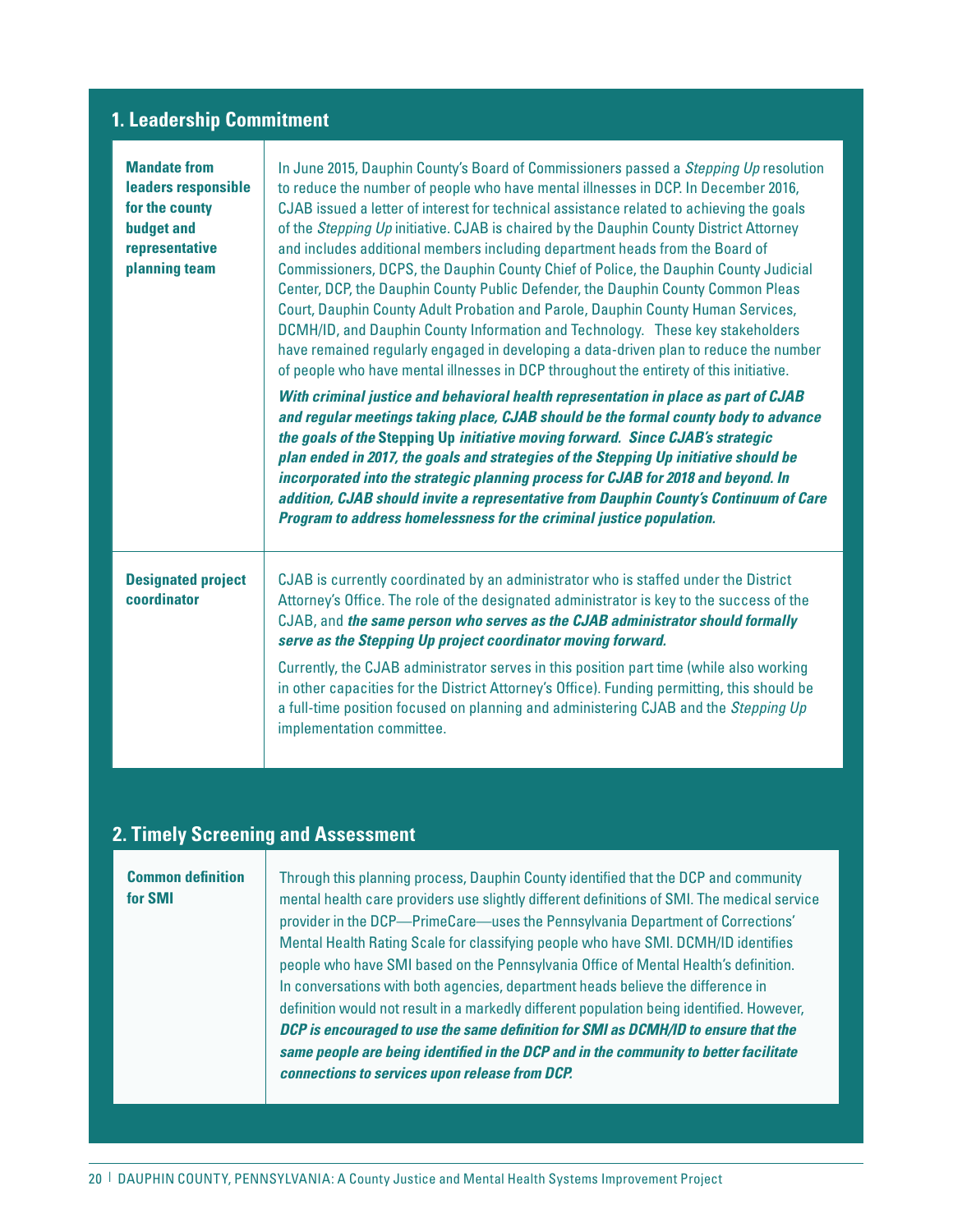## 1. Leadership Commitment

| | |
|---|---|
| **Mandate from leaders responsible for the county budget and representative planning team** | In June 2015, Dauphin County's Board of Commissioners passed a *Stepping Up* resolution to reduce the number of people who have mental illnesses in DCP. In December 2016, CJAB issued a letter of interest for technical assistance related to achieving the goals of the *Stepping Up* initiative. CJAB is chaired by the Dauphin County District Attorney and includes additional members including department heads from the Board of Commissioners, DCPS, the Dauphin County Chief of Police, the Dauphin County Judicial Center, DCP, the Dauphin County Public Defender, the Dauphin County Common Pleas Court, Dauphin County Adult Probation and Parole, Dauphin County Human Services, DCMH/ID, and Dauphin County Information and Technology. These key stakeholders have remained regularly engaged in developing a data-driven plan to reduce the number of people who have mental illnesses in DCP throughout the entirety of this initiative.<br><br>***With criminal justice and behavioral health representation in place as part of CJAB and regular meetings taking place, CJAB should be the formal county body to advance the goals of the* Stepping Up *initiative moving forward. Since CJAB's strategic plan ended in 2017, the goals and strategies of the Stepping Up initiative should be incorporated into the strategic planning process for CJAB for 2018 and beyond. In addition, CJAB should invite a representative from Dauphin County's Continuum of Care Program to address homelessness for the criminal justice population.*** |
| **Designated project coordinator** | CJAB is currently coordinated by an administrator who is staffed under the District Attorney's Office. The role of the designated administrator is key to the success of the CJAB, and ***the same person who serves as the CJAB administrator should formally serve as the Stepping Up project coordinator moving forward.***<br><br>Currently, the CJAB administrator serves in this position part time (while also working in other capacities for the District Attorney's Office). Funding permitting, this should be a full-time position focused on planning and administering CJAB and the *Stepping Up* implementation committee. |

## 2. Timely Screening and Assessment

| | |
|---|---|
| **Common definition for SMI** | Through this planning process, Dauphin County identified that the DCP and community mental health care providers use slightly different definitions of SMI. The medical service provider in the DCP—PrimeCare—uses the Pennsylvania Department of Corrections' Mental Health Rating Scale for classifying people who have SMI. DCMH/ID identifies people who have SMI based on the Pennsylvania Office of Mental Health's definition. In conversations with both agencies, department heads believe the difference in definition would not result in a markedly different population being identified. However, ***DCP is encouraged to use the same definition for SMI as DCMH/ID to ensure that the same people are being identified in the DCP and in the community to better facilitate connections to services upon release from DCP.*** |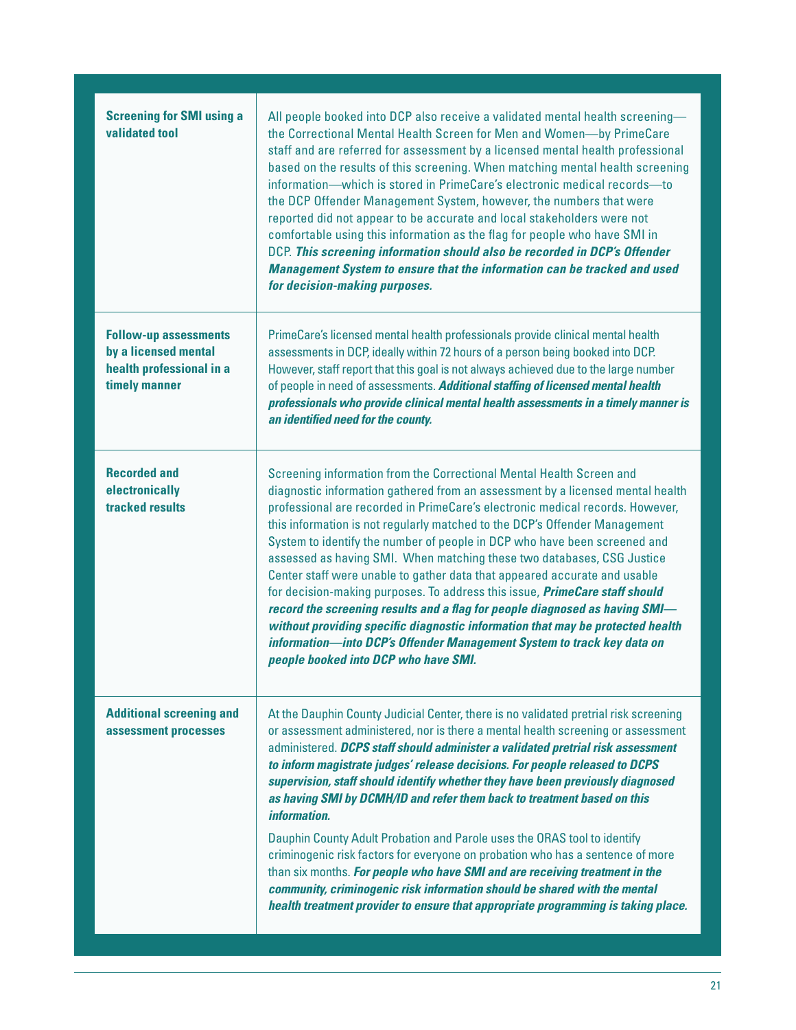| | |
|---|---|
| **Screening for SMI using a validated tool** | All people booked into DCP also receive a validated mental health screening—the Correctional Mental Health Screen for Men and Women—by PrimeCare staff and are referred for assessment by a licensed mental health professional based on the results of this screening. When matching mental health screening information—which is stored in PrimeCare's electronic medical records—to the DCP Offender Management System, however, the numbers that were reported did not appear to be accurate and local stakeholders were not comfortable using this information as the flag for people who have SMI in DCP. ***This screening information should also be recorded in DCP's Offender Management System to ensure that the information can be tracked and used for decision-making purposes.*** |
| **Follow-up assessments by a licensed mental health professional in a timely manner** | PrimeCare's licensed mental health professionals provide clinical mental health assessments in DCP, ideally within 72 hours of a person being booked into DCP. However, staff report that this goal is not always achieved due to the large number of people in need of assessments. ***Additional staffing of licensed mental health professionals who provide clinical mental health assessments in a timely manner is an identified need for the county.*** |
| **Recorded and electronically tracked results** | Screening information from the Correctional Mental Health Screen and diagnostic information gathered from an assessment by a licensed mental health professional are recorded in PrimeCare's electronic medical records. However, this information is not regularly matched to the DCP's Offender Management System to identify the number of people in DCP who have been screened and assessed as having SMI. When matching these two databases, CSG Justice Center staff were unable to gather data that appeared accurate and usable for decision-making purposes. To address this issue, ***PrimeCare staff should record the screening results and a flag for people diagnosed as having SMI—without providing specific diagnostic information that may be protected health information—into DCP's Offender Management System to track key data on people booked into DCP who have SMI.*** |
| **Additional screening and assessment processes** | At the Dauphin County Judicial Center, there is no validated pretrial risk screening or assessment administered, nor is there a mental health screening or assessment administered. ***DCPS staff should administer a validated pretrial risk assessment to inform magistrate judges' release decisions. For people released to DCPS supervision, staff should identify whether they have been previously diagnosed as having SMI by DCMH/ID and refer them back to treatment based on this information.*** <br><br> Dauphin County Adult Probation and Parole uses the ORAS tool to identify criminogenic risk factors for everyone on probation who has a sentence of more than six months. ***For people who have SMI and are receiving treatment in the community, criminogenic risk information should be shared with the mental health treatment provider to ensure that appropriate programming is taking place.*** |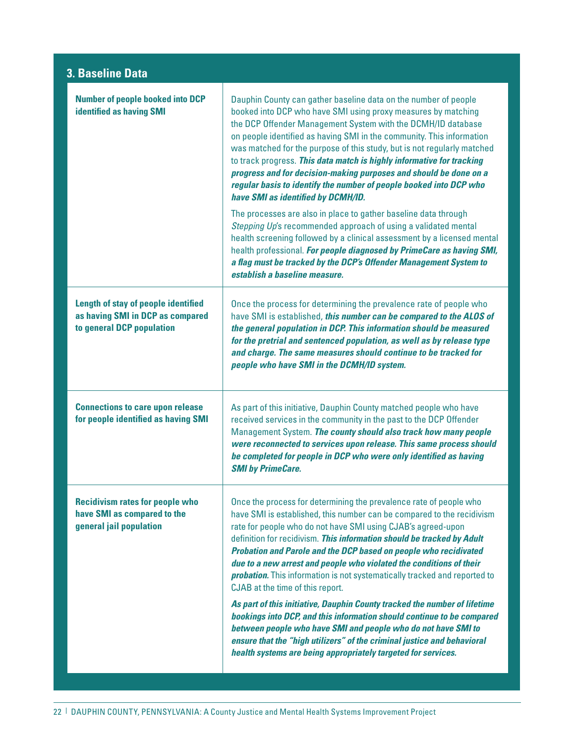## 3. Baseline Data

| | |
|---|---|
| **Number of people booked into DCP identified as having SMI** | Dauphin County can gather baseline data on the number of people booked into DCP who have SMI using proxy measures by matching the DCP Offender Management System with the DCMH/ID database on people identified as having SMI in the community. This information was matched for the purpose of this study, but is not regularly matched to track progress. ***This data match is highly informative for tracking progress and for decision-making purposes and should be done on a regular basis to identify the number of people booked into DCP who have SMI as identified by DCMH/ID.*** <br><br> The processes are also in place to gather baseline data through *Stepping Up*'s recommended approach of using a validated mental health screening followed by a clinical assessment by a licensed mental health professional. ***For people diagnosed by PrimeCare as having SMI, a flag must be tracked by the DCP's Offender Management System to establish a baseline measure.*** |
| **Length of stay of people identified as having SMI in DCP as compared to general DCP population** | Once the process for determining the prevalence rate of people who have SMI is established, ***this number can be compared to the ALOS of the general population in DCP. This information should be measured for the pretrial and sentenced population, as well as by release type and charge. The same measures should continue to be tracked for people who have SMI in the DCMH/ID system.*** |
| **Connections to care upon release for people identified as having SMI** | As part of this initiative, Dauphin County matched people who have received services in the community in the past to the DCP Offender Management System. ***The county should also track how many people were reconnected to services upon release. This same process should be completed for people in DCP who were only identified as having SMI by PrimeCare.*** |
| **Recidivism rates for people who have SMI as compared to the general jail population** | Once the process for determining the prevalence rate of people who have SMI is established, this number can be compared to the recidivism rate for people who do not have SMI using CJAB's agreed-upon definition for recidivism. ***This information should be tracked by Adult Probation and Parole and the DCP based on people who recidivated due to a new arrest and people who violated the conditions of their probation.*** This information is not systematically tracked and reported to CJAB at the time of this report. <br><br> ***As part of this initiative, Dauphin County tracked the number of lifetime bookings into DCP, and this information should continue to be compared between people who have SMI and people who do not have SMI to ensure that the "high utilizers" of the criminal justice and behavioral health systems are being appropriately targeted for services.*** |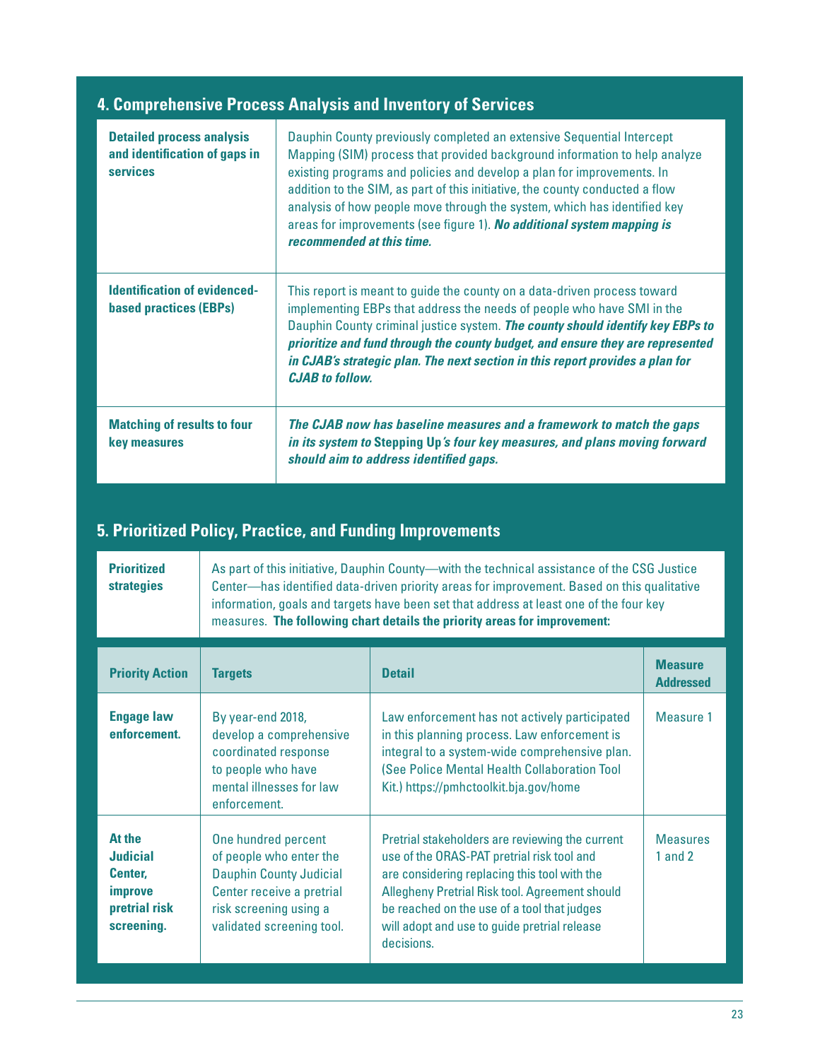## 4. Comprehensive Process Analysis and Inventory of Services

| | |
|---|---|
| **Detailed process analysis and identification of gaps in services** | Dauphin County previously completed an extensive Sequential Intercept Mapping (SIM) process that provided background information to help analyze existing programs and policies and develop a plan for improvements. In addition to the SIM, as part of this initiative, the county conducted a flow analysis of how people move through the system, which has identified key areas for improvements (see figure 1). ***No additional system mapping is recommended at this time.*** |
| **Identification of evidenced-based practices (EBPs)** | This report is meant to guide the county on a data-driven process toward implementing EBPs that address the needs of people who have SMI in the Dauphin County criminal justice system. ***The county should identify key EBPs to prioritize and fund through the county budget, and ensure they are represented in CJAB's strategic plan. The next section in this report provides a plan for CJAB to follow.*** |
| **Matching of results to four key measures** | ***The CJAB now has baseline measures and a framework to match the gaps in its system to* Stepping Up*'s four key measures, and plans moving forward should aim to address identified gaps.*** |

## 5. Prioritized Policy, Practice, and Funding Improvements

| | |
|---|---|
| **Prioritized strategies** | As part of this initiative, Dauphin County—with the technical assistance of the CSG Justice Center—has identified data-driven priority areas for improvement. Based on this qualitative information, goals and targets have been set that address at least one of the four key measures. **The following chart details the priority areas for improvement:** |

| Priority Action | Targets | Detail | Measure Addressed |
|---|---|---|---|
| **Engage law enforcement.** | By year-end 2018, develop a comprehensive coordinated response to people who have mental illnesses for law enforcement. | Law enforcement has not actively participated in this planning process. Law enforcement is integral to a system-wide comprehensive plan. (See Police Mental Health Collaboration Tool Kit.) https://pmhctoolkit.bja.gov/home | Measure 1 |
| **At the Judicial Center, improve pretrial risk screening.** | One hundred percent of people who enter the Dauphin County Judicial Center receive a pretrial risk screening using a validated screening tool. | Pretrial stakeholders are reviewing the current use of the ORAS-PAT pretrial risk tool and are considering replacing this tool with the Allegheny Pretrial Risk tool. Agreement should be reached on the use of a tool that judges will adopt and use to guide pretrial release decisions. | Measures 1 and 2 |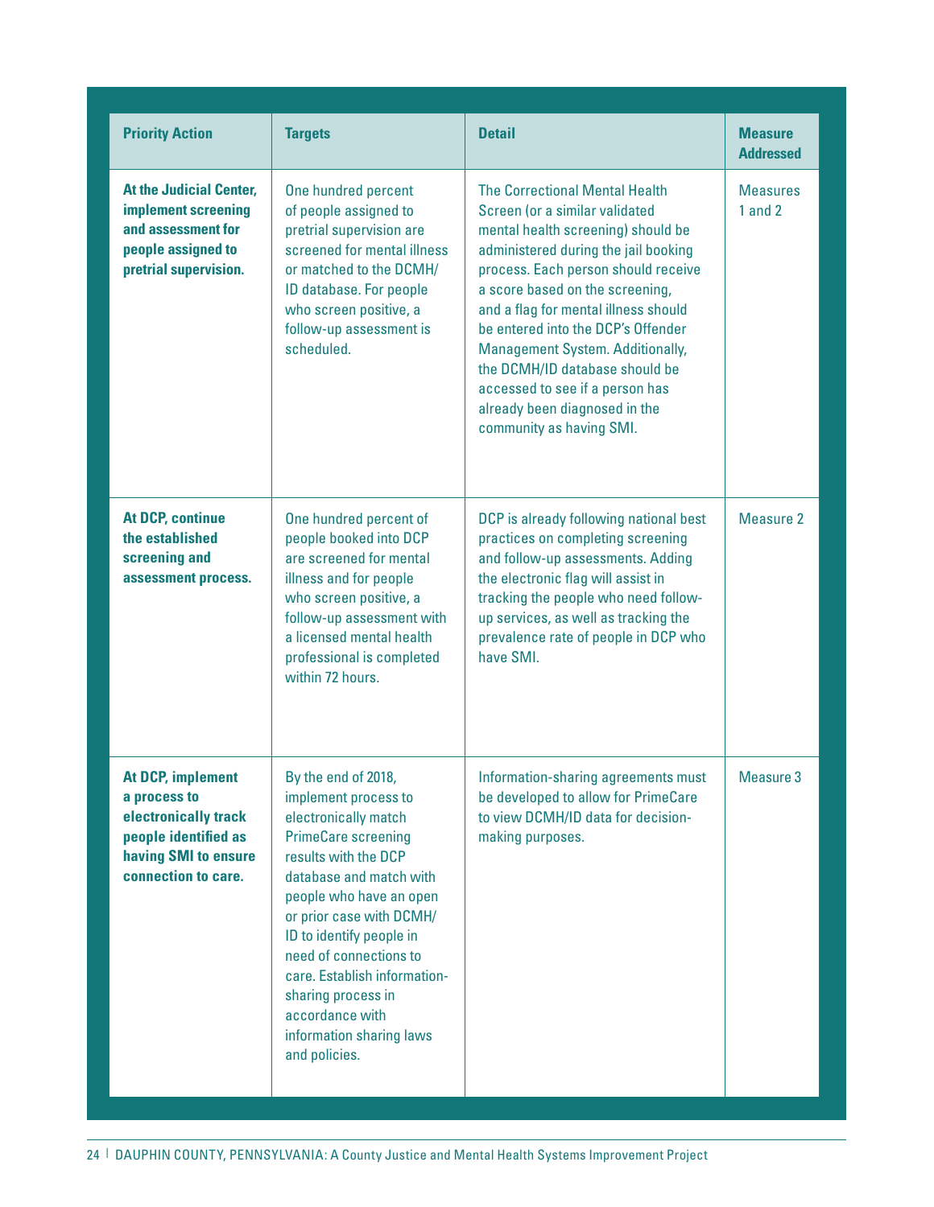| Priority Action | Targets | Detail | Measure Addressed |
|---|---|---|---|
| **At the Judicial Center, implement screening and assessment for people assigned to pretrial supervision.** | One hundred percent of people assigned to pretrial supervision are screened for mental illness or matched to the DCMH/ID database. For people who screen positive, a follow-up assessment is scheduled. | The Correctional Mental Health Screen (or a similar validated mental health screening) should be administered during the jail booking process. Each person should receive a score based on the screening, and a flag for mental illness should be entered into the DCP's Offender Management System. Additionally, the DCMH/ID database should be accessed to see if a person has already been diagnosed in the community as having SMI. | Measures 1 and 2 |
| **At DCP, continue the established screening and assessment process.** | One hundred percent of people booked into DCP are screened for mental illness and for people who screen positive, a follow-up assessment with a licensed mental health professional is completed within 72 hours. | DCP is already following national best practices on completing screening and follow-up assessments. Adding the electronic flag will assist in tracking the people who need follow-up services, as well as tracking the prevalence rate of people in DCP who have SMI. | Measure 2 |
| **At DCP, implement a process to electronically track people identified as having SMI to ensure connection to care.** | By the end of 2018, implement process to electronically match PrimeCare screening results with the DCP database and match with people who have an open or prior case with DCMH/ID to identify people in need of connections to care. Establish information-sharing process in accordance with information sharing laws and policies. | Information-sharing agreements must be developed to allow for PrimeCare to view DCMH/ID data for decision-making purposes. | Measure 3 |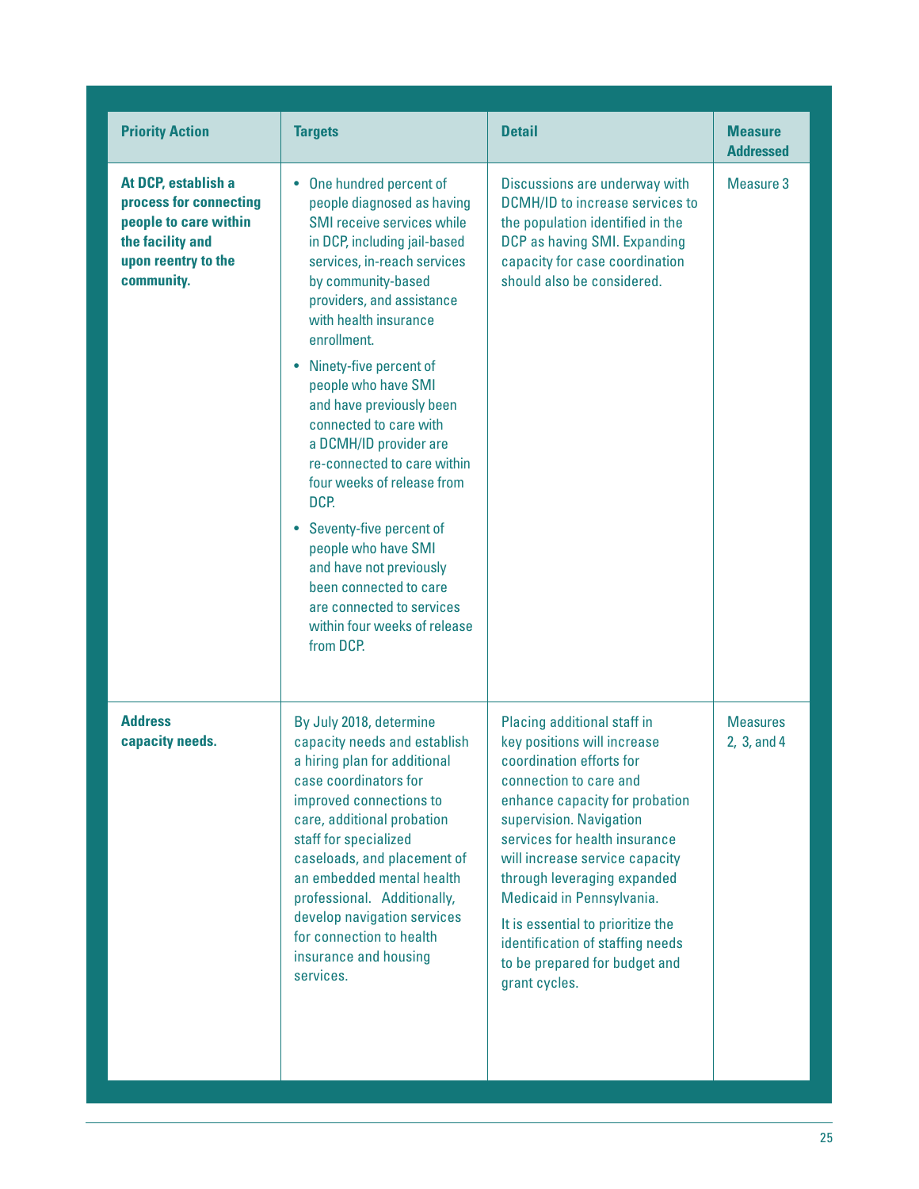| Priority Action | Targets | Detail | Measure Addressed |
|---|---|---|---|
| **At DCP, establish a process for connecting people to care within the facility and upon reentry to the community.** | • One hundred percent of people diagnosed as having SMI receive services while in DCP, including jail-based services, in-reach services by community-based providers, and assistance with health insurance enrollment.<br>• Ninety-five percent of people who have SMI and have previously been connected to care with a DCMH/ID provider are re-connected to care within four weeks of release from DCP.<br>• Seventy-five percent of people who have SMI and have not previously been connected to care are connected to services within four weeks of release from DCP. | Discussions are underway with DCMH/ID to increase services to the population identified in the DCP as having SMI. Expanding capacity for case coordination should also be considered. | Measure 3 |
| **Address capacity needs.** | By July 2018, determine capacity needs and establish a hiring plan for additional case coordinators for improved connections to care, additional probation staff for specialized caseloads, and placement of an embedded mental health professional. Additionally, develop navigation services for connection to health insurance and housing services. | Placing additional staff in key positions will increase coordination efforts for connection to care and enhance capacity for probation supervision. Navigation services for health insurance will increase service capacity through leveraging expanded Medicaid in Pennsylvania.<br>It is essential to prioritize the identification of staffing needs to be prepared for budget and grant cycles. | Measures 2, 3, and 4 |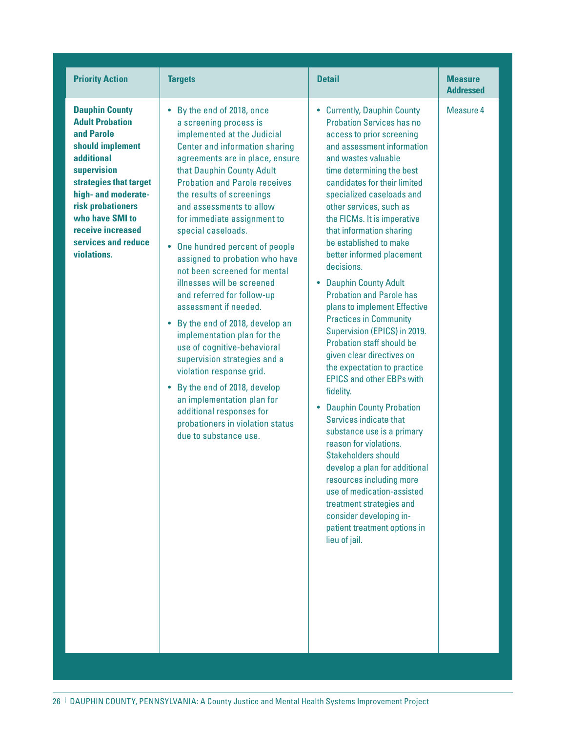| Priority Action | Targets | Detail | Measure Addressed |
|---|---|---|---|
| **Dauphin County Adult Probation and Parole should implement additional supervision strategies that target high- and moderate-risk probationers who have SMI to receive increased services and reduce violations.** | • By the end of 2018, once a screening process is implemented at the Judicial Center and information sharing agreements are in place, ensure that Dauphin County Adult Probation and Parole receives the results of screenings and assessments to allow for immediate assignment to special caseloads.<br>• One hundred percent of people assigned to probation who have not been screened for mental illnesses will be screened and referred for follow-up assessment if needed.<br>• By the end of 2018, develop an implementation plan for the use of cognitive-behavioral supervision strategies and a violation response grid.<br>• By the end of 2018, develop an implementation plan for additional responses for probationers in violation status due to substance use. | • Currently, Dauphin County Probation Services has no access to prior screening and assessment information and wastes valuable time determining the best candidates for their limited specialized caseloads and other services, such as the FICMs. It is imperative that information sharing be established to make better informed placement decisions.<br>• Dauphin County Adult Probation and Parole has plans to implement Effective Practices in Community Supervision (EPICS) in 2019. Probation staff should be given clear directives on the expectation to practice EPICS and other EBPs with fidelity.<br>• Dauphin County Probation Services indicate that substance use is a primary reason for violations. Stakeholders should develop a plan for additional resources including more use of medication-assisted treatment strategies and consider developing in-patient treatment options in lieu of jail. | Measure 4 |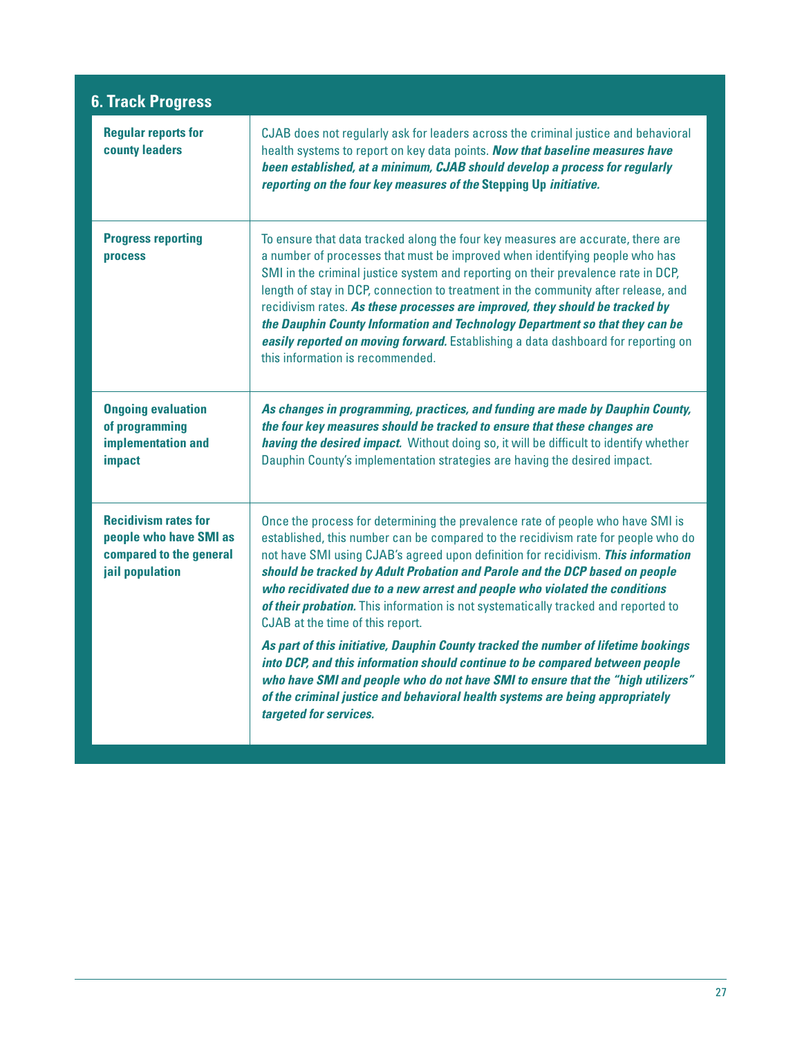## 6. Track Progress

| | |
|---|---|
| **Regular reports for county leaders** | CJAB does not regularly ask for leaders across the criminal justice and behavioral health systems to report on key data points. ***Now that baseline measures have been established, at a minimum, CJAB should develop a process for regularly reporting on the four key measures of the*** **Stepping Up** ***initiative.*** |
| **Progress reporting process** | To ensure that data tracked along the four key measures are accurate, there are a number of processes that must be improved when identifying people who has SMI in the criminal justice system and reporting on their prevalence rate in DCP, length of stay in DCP, connection to treatment in the community after release, and recidivism rates. ***As these processes are improved, they should be tracked by the Dauphin County Information and Technology Department so that they can be easily reported on moving forward.*** Establishing a data dashboard for reporting on this information is recommended. |
| **Ongoing evaluation of programming implementation and impact** | ***As changes in programming, practices, and funding are made by Dauphin County, the four key measures should be tracked to ensure that these changes are having the desired impact.*** Without doing so, it will be difficult to identify whether Dauphin County's implementation strategies are having the desired impact. |
| **Recidivism rates for people who have SMI as compared to the general jail population** | Once the process for determining the prevalence rate of people who have SMI is established, this number can be compared to the recidivism rate for people who do not have SMI using CJAB's agreed upon definition for recidivism. ***This information should be tracked by Adult Probation and Parole and the DCP based on people who recidivated due to a new arrest and people who violated the conditions of their probation.*** This information is not systematically tracked and reported to CJAB at the time of this report.<br><br>***As part of this initiative, Dauphin County tracked the number of lifetime bookings into DCP, and this information should continue to be compared between people who have SMI and people who do not have SMI to ensure that the "high utilizers" of the criminal justice and behavioral health systems are being appropriately targeted for services.*** |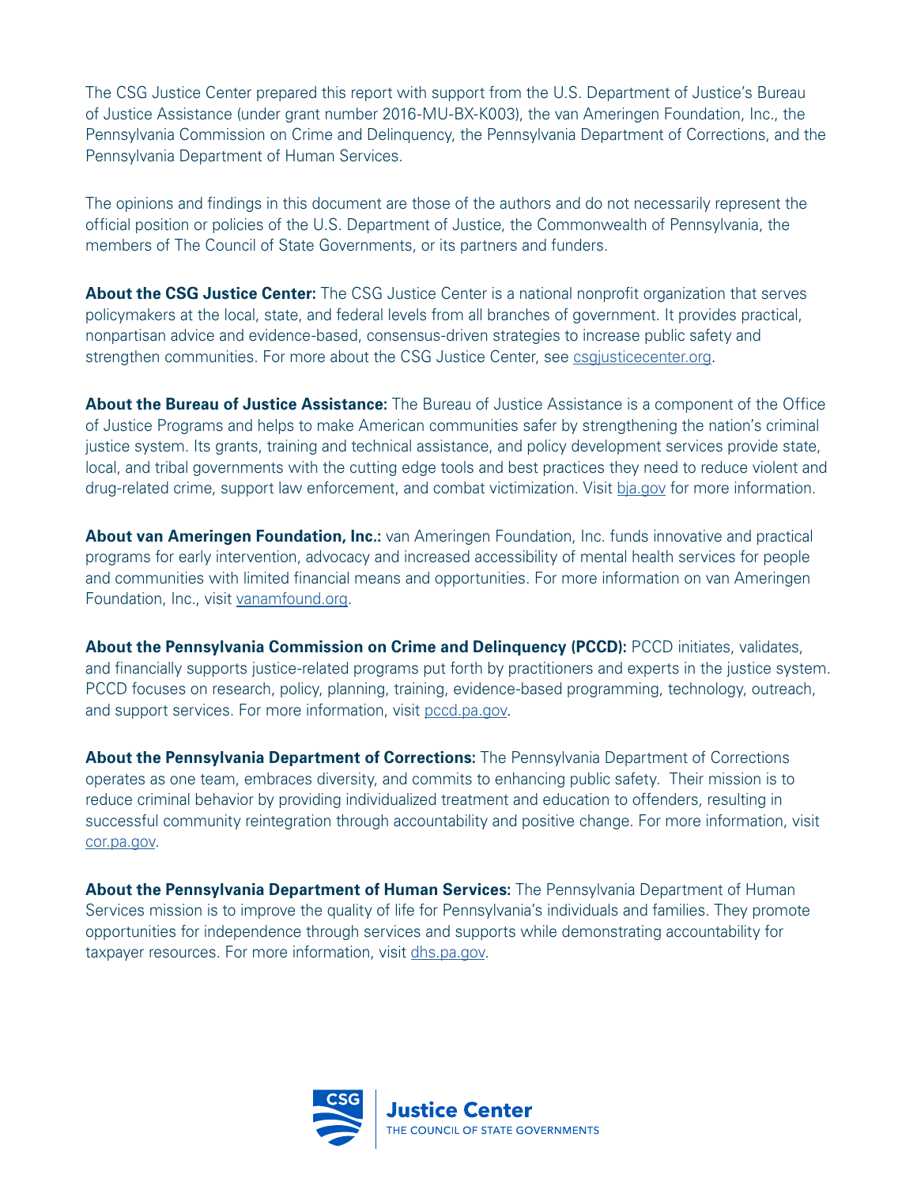The CSG Justice Center prepared this report with support from the U.S. Department of Justice's Bureau of Justice Assistance (under grant number 2016-MU-BX-K003), the van Ameringen Foundation, Inc., the Pennsylvania Commission on Crime and Delinquency, the Pennsylvania Department of Corrections, and the Pennsylvania Department of Human Services.

The opinions and findings in this document are those of the authors and do not necessarily represent the official position or policies of the U.S. Department of Justice, the Commonwealth of Pennsylvania, the members of The Council of State Governments, or its partners and funders.

**About the CSG Justice Center:** The CSG Justice Center is a national nonprofit organization that serves policymakers at the local, state, and federal levels from all branches of government. It provides practical, nonpartisan advice and evidence-based, consensus-driven strategies to increase public safety and strengthen communities. For more about the CSG Justice Center, see csgjusticecenter.org.

**About the Bureau of Justice Assistance:** The Bureau of Justice Assistance is a component of the Office of Justice Programs and helps to make American communities safer by strengthening the nation's criminal justice system. Its grants, training and technical assistance, and policy development services provide state, local, and tribal governments with the cutting edge tools and best practices they need to reduce violent and drug-related crime, support law enforcement, and combat victimization. Visit bja.gov for more information.

**About van Ameringen Foundation, Inc.:** van Ameringen Foundation, Inc. funds innovative and practical programs for early intervention, advocacy and increased accessibility of mental health services for people and communities with limited financial means and opportunities. For more information on van Ameringen Foundation, Inc., visit vanamfound.org.

**About the Pennsylvania Commission on Crime and Delinquency (PCCD):** PCCD initiates, validates, and financially supports justice-related programs put forth by practitioners and experts in the justice system. PCCD focuses on research, policy, planning, training, evidence-based programming, technology, outreach, and support services. For more information, visit pccd.pa.gov.

**About the Pennsylvania Department of Corrections:** The Pennsylvania Department of Corrections operates as one team, embraces diversity, and commits to enhancing public safety. Their mission is to reduce criminal behavior by providing individualized treatment and education to offenders, resulting in successful community reintegration through accountability and positive change. For more information, visit cor.pa.gov.

**About the Pennsylvania Department of Human Services:** The Pennsylvania Department of Human Services mission is to improve the quality of life for Pennsylvania's individuals and families. They promote opportunities for independence through services and supports while demonstrating accountability for taxpayer resources. For more information, visit dhs.pa.gov.

CSG **Justice Center**
THE COUNCIL OF STATE GOVERNMENTS